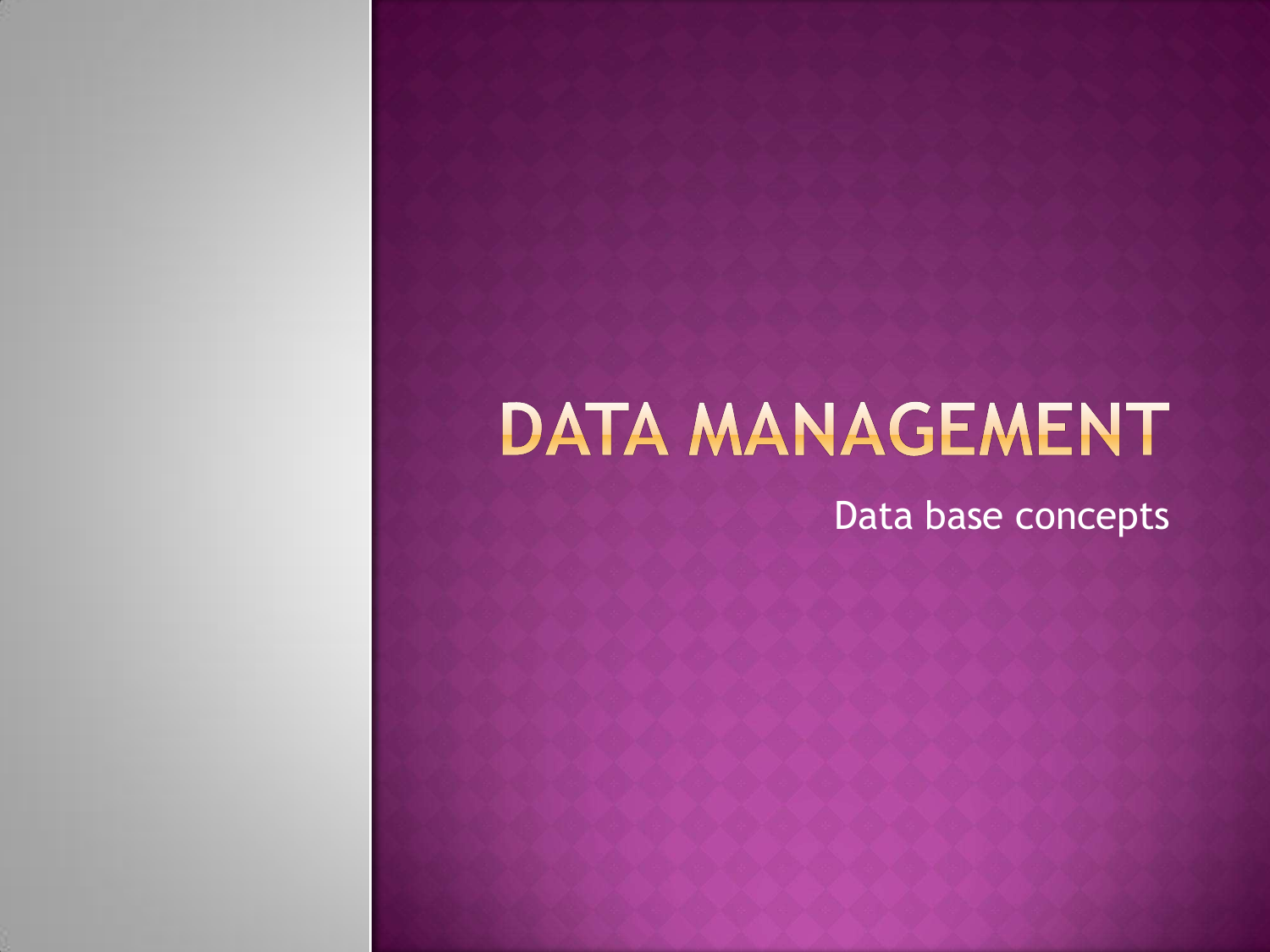# DATA MANAGEMENT

Data base concepts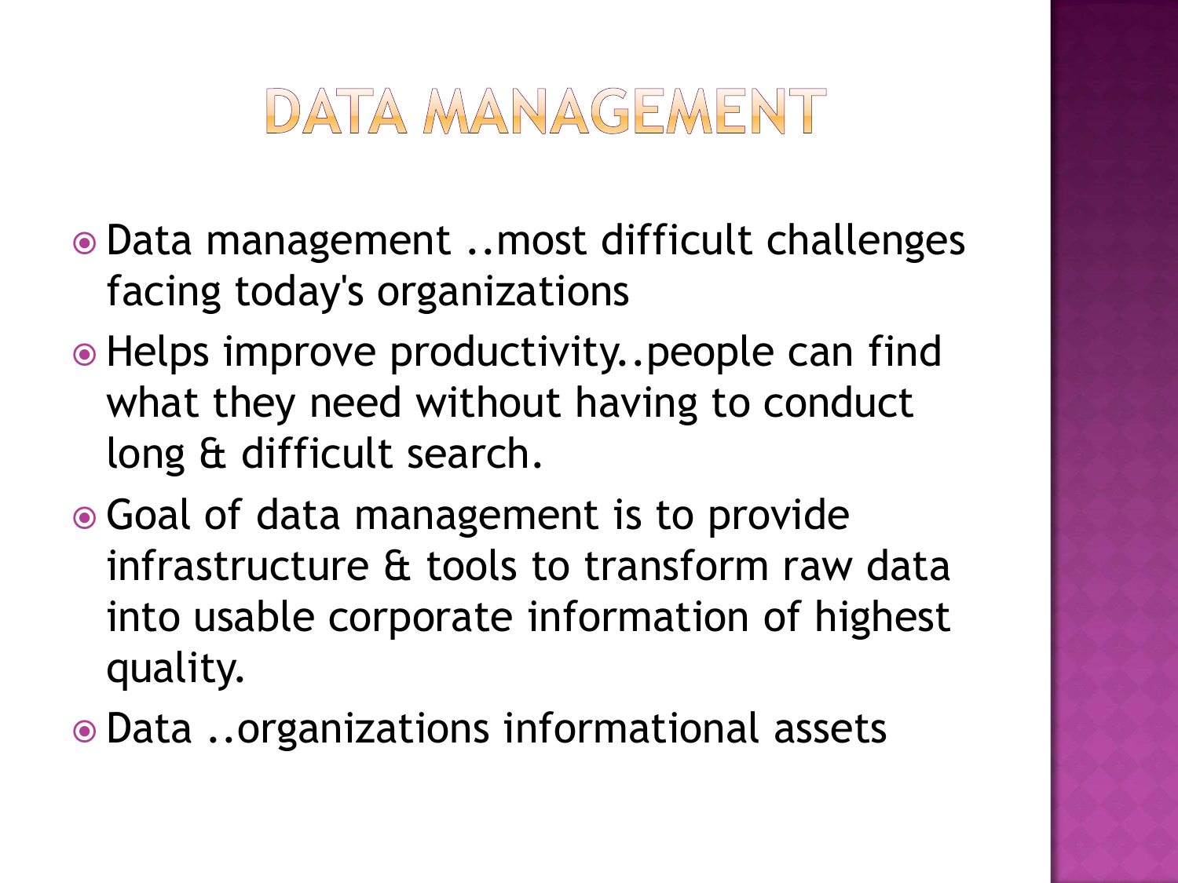# DATA MANAGEMENT

- Data management ..most difficult challenges facing today's organizations
- Helps improve productivity..people can find what they need without having to conduct long & difficult search.
- Goal of data management is to provide infrastructure & tools to transform raw data into usable corporate information of highest quality.
- Data ..organizations informational assets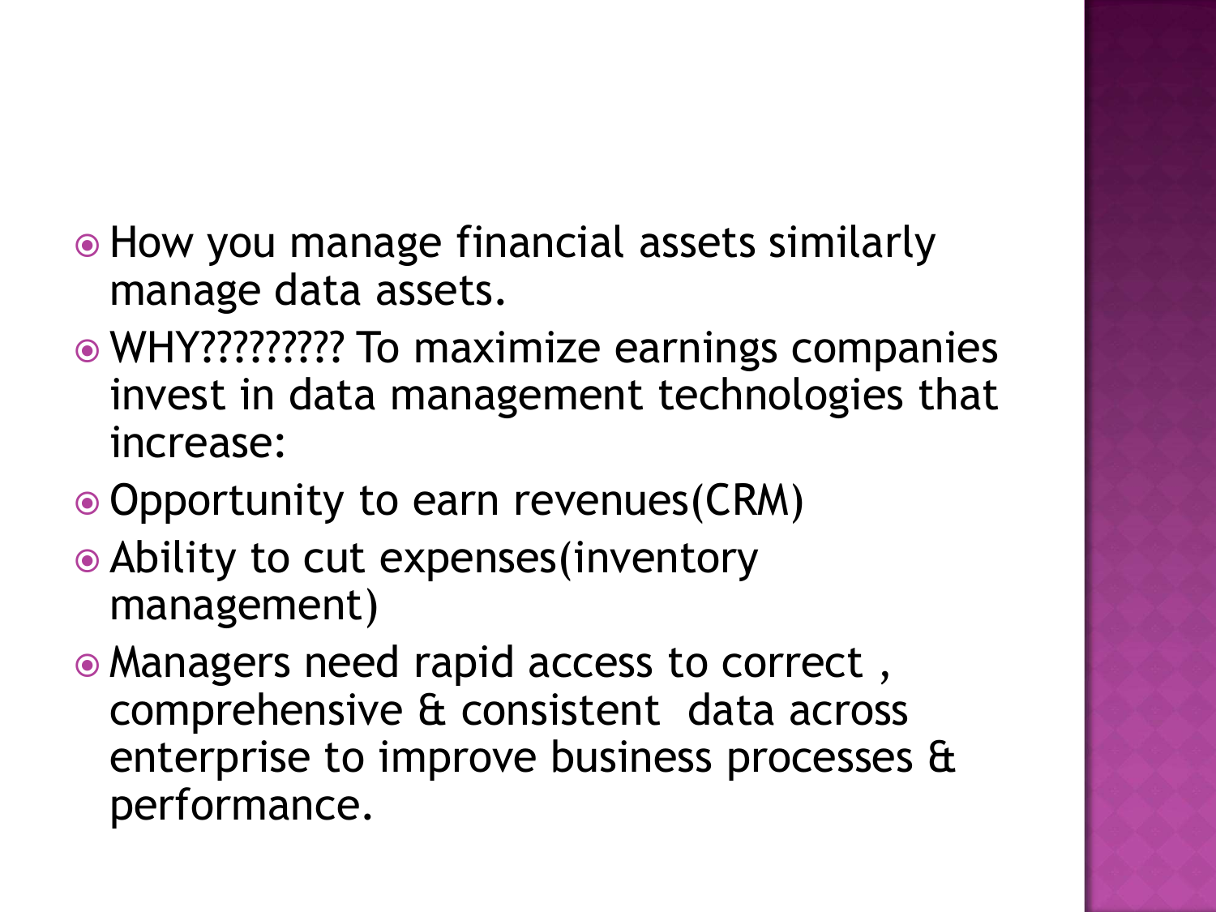- How you manage financial assets similarly manage data assets.
- WHY????????? To maximize earnings companies invest in data management technologies that increase:
- Opportunity to earn revenues(CRM)
- Ability to cut expenses(inventory management)
- Managers need rapid access to correct , comprehensive & consistent data across enterprise to improve business processes & performance.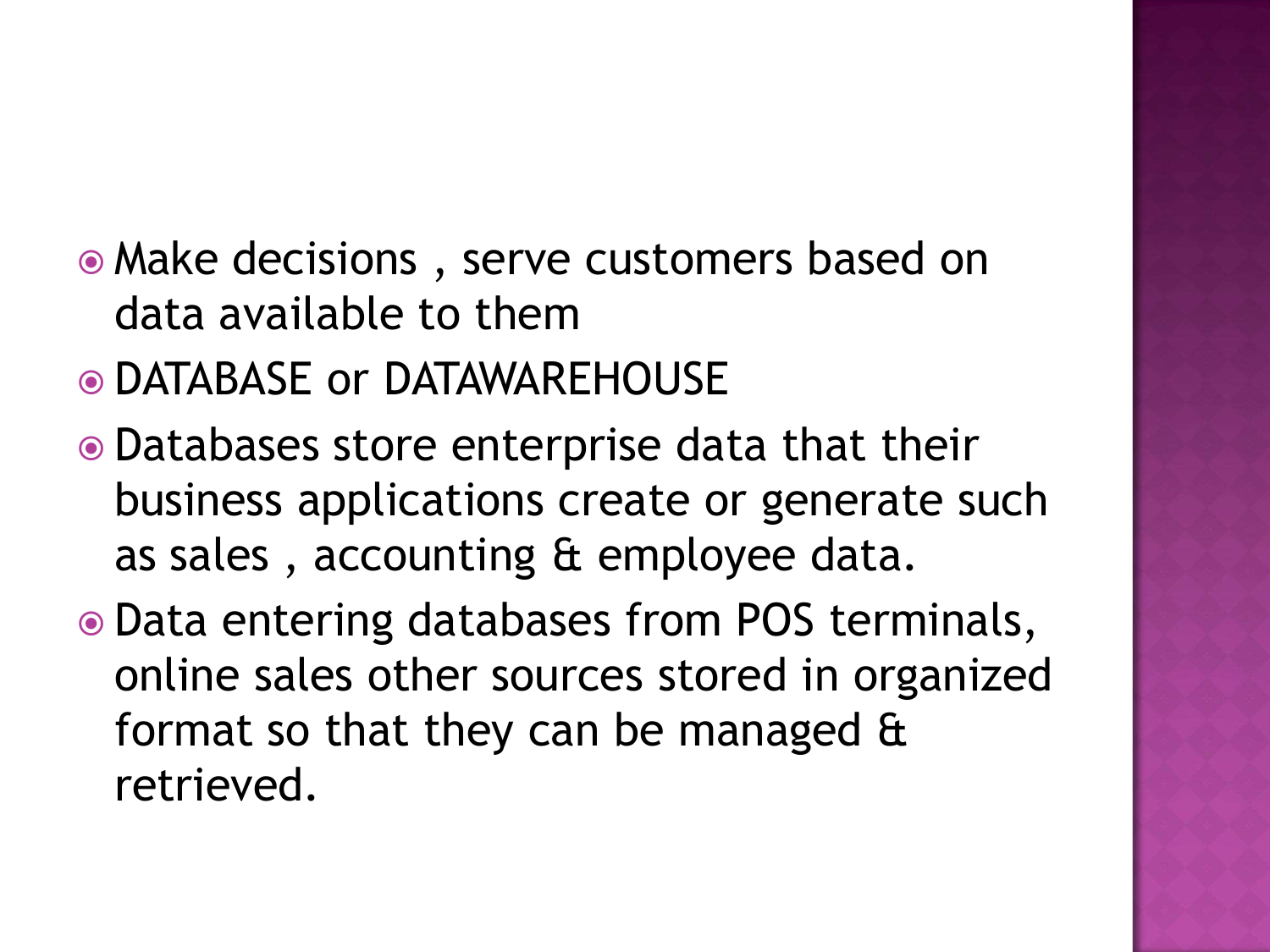- Make decisions , serve customers based on data available to them
- DATABASE or DATAWAREHOUSE
- Databases store enterprise data that their business applications create or generate such as sales , accounting & employee data.
- Data entering databases from POS terminals, online sales other sources stored in organized format so that they can be managed & retrieved.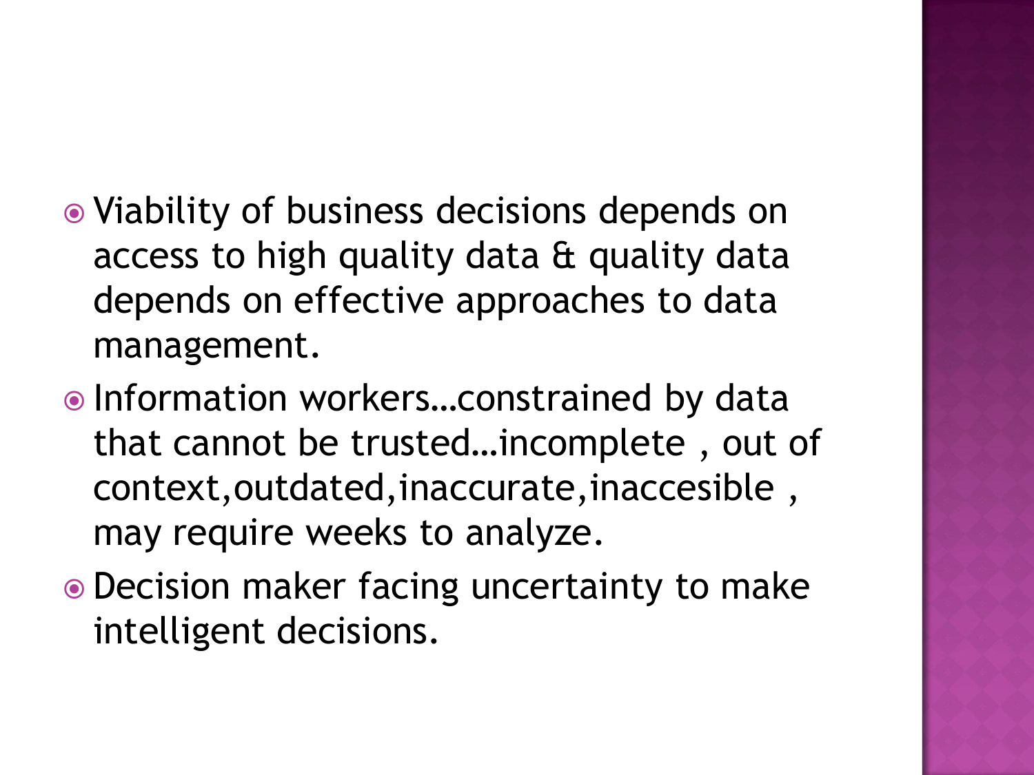- Viability of business decisions depends on access to high quality data & quality data depends on effective approaches to data management.
- Information workers…constrained by data that cannot be trusted…incomplete , out of context,outdated,inaccurate,inaccesible , may require weeks to analyze.
- Decision maker facing uncertainty to make intelligent decisions.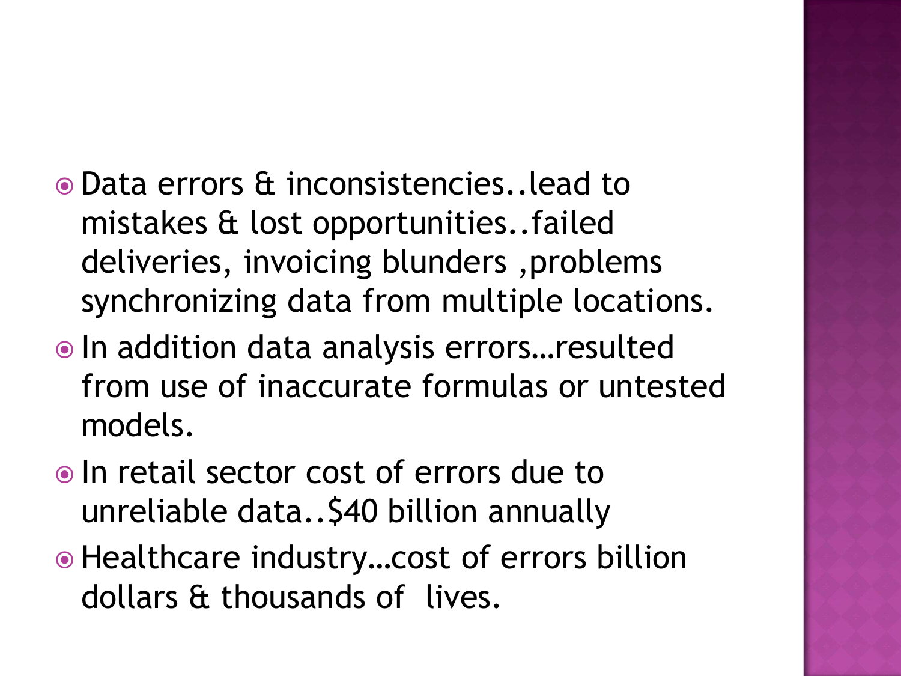- Data errors & inconsistencies..lead to mistakes & lost opportunities..failed deliveries, invoicing blunders ,problems synchronizing data from multiple locations.
- In addition data analysis errors…resulted from use of inaccurate formulas or untested models.
- In retail sector cost of errors due to unreliable data..$40 billion annually
- Healthcare industry…cost of errors billion dollars & thousands of lives.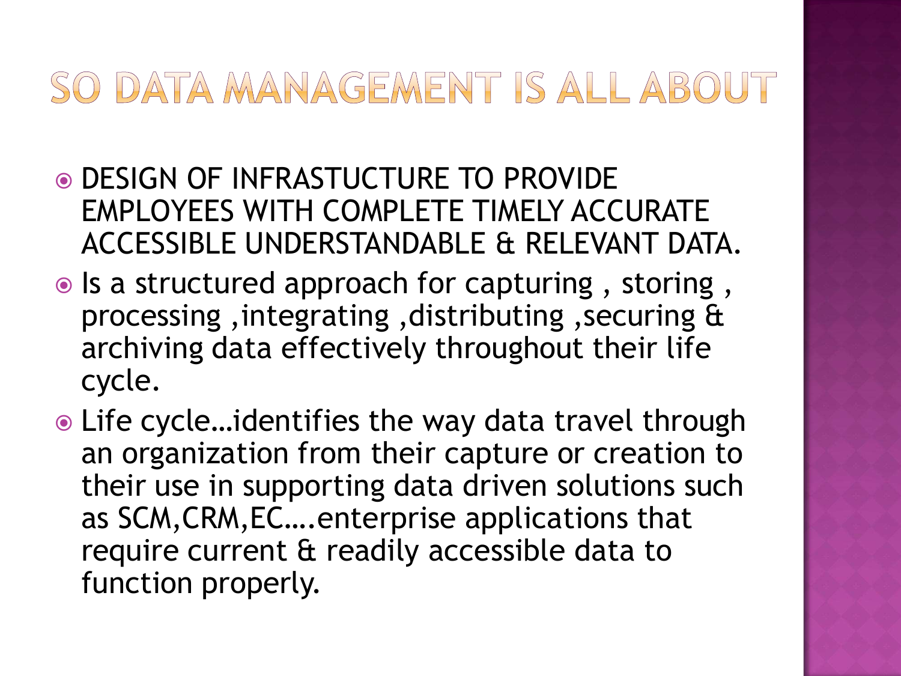# SO DATA MANAGEMENT IS ALL ABOUT

- DESIGN OF INFRASTUCTURE TO PROVIDE EMPLOYEES WITH COMPLETE TIMELY ACCURATE ACCESSIBLE UNDERSTANDABLE & RELEVANT DATA.
- Is a structured approach for capturing , storing , processing ,integrating ,distributing ,securing & archiving data effectively throughout their life cycle.
- Life cycle…identifies the way data travel through an organization from their capture or creation to their use in supporting data driven solutions such as SCM,CRM,EC….enterprise applications that require current & readily accessible data to function properly.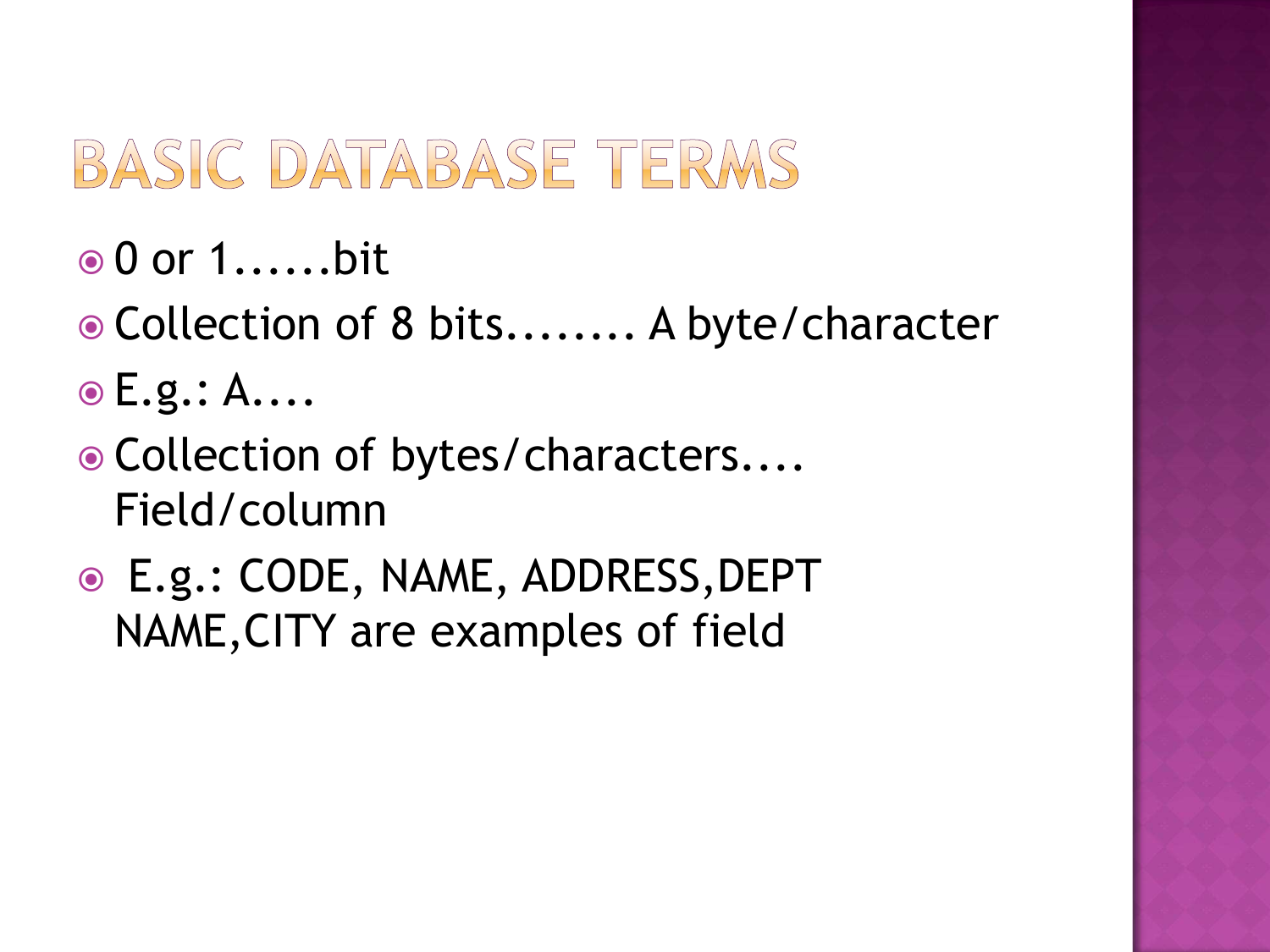# BASIC DATABASE TERMS

- 0 or 1......bit
- Collection of 8 bits........ A byte/character
- E.g.: A....
- Collection of bytes/characters.... Field/column
- E.g.: CODE, NAME, ADDRESS,DEPT NAME,CITY are examples of field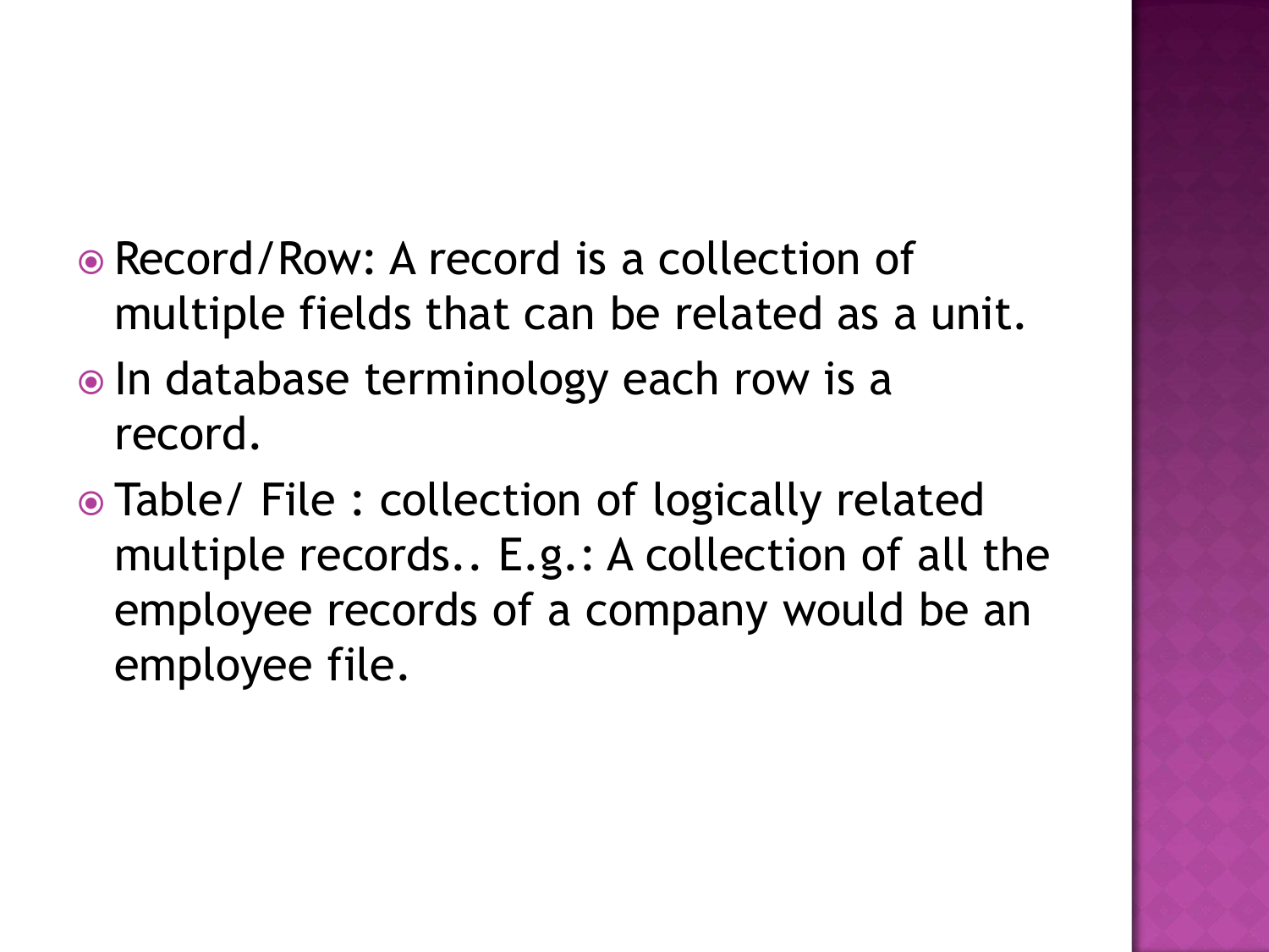- Record/Row: A record is a collection of multiple fields that can be related as a unit.
- In database terminology each row is a record.
- Table/ File : collection of logically related multiple records.. E.g.: A collection of all the employee records of a company would be an employee file.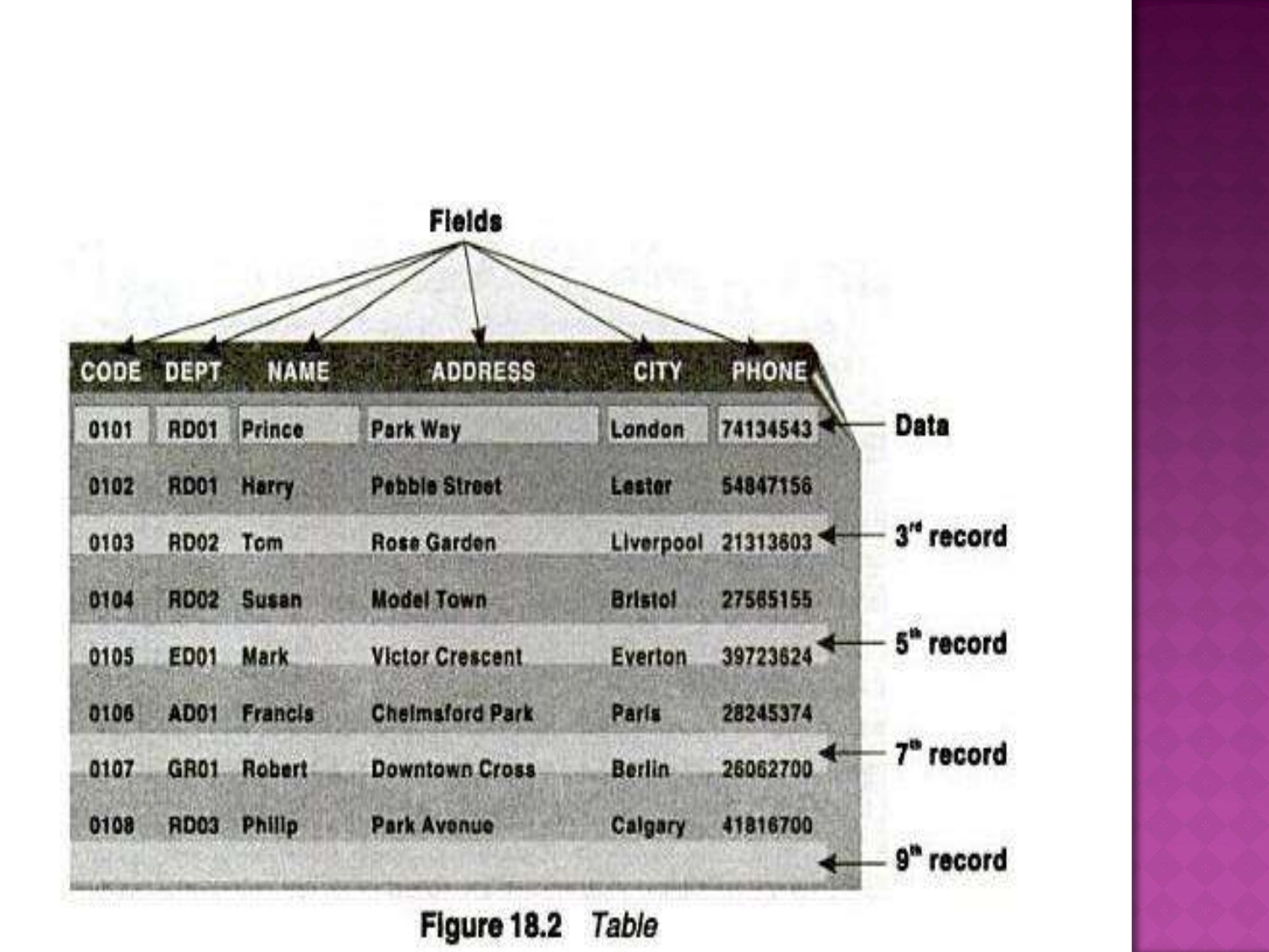Fields

| CODE | DEPT | NAME | ADDRESS | CITY | PHONE |
|---|---|---|---|---|---|
| 0101 | RD01 | Prince | Park Way | London | 74134543 |
| 0102 | RD01 | Harry | Pebble Street | Lester | 54847156 |
| 0103 | RD02 | Tom | Rose Garden | Liverpool | 21313603 |
| 0104 | RD02 | Susan | Model Town | Bristol | 27565155 |
| 0105 | ED01 | Mark | Victor Crescent | Everton | 39723624 |
| 0106 | AD01 | Francis | Chelmsford Park | Paris | 28245374 |
| 0107 | GR01 | Robert | Downtown Cross | Berlin | 26062700 |
| 0108 | RD03 | Philip | Park Avenue | Calgary | 41816700 |
| | | | | | |

Data

3rd record

5th record

7th record

9th record

**Figure 18.2** *Table*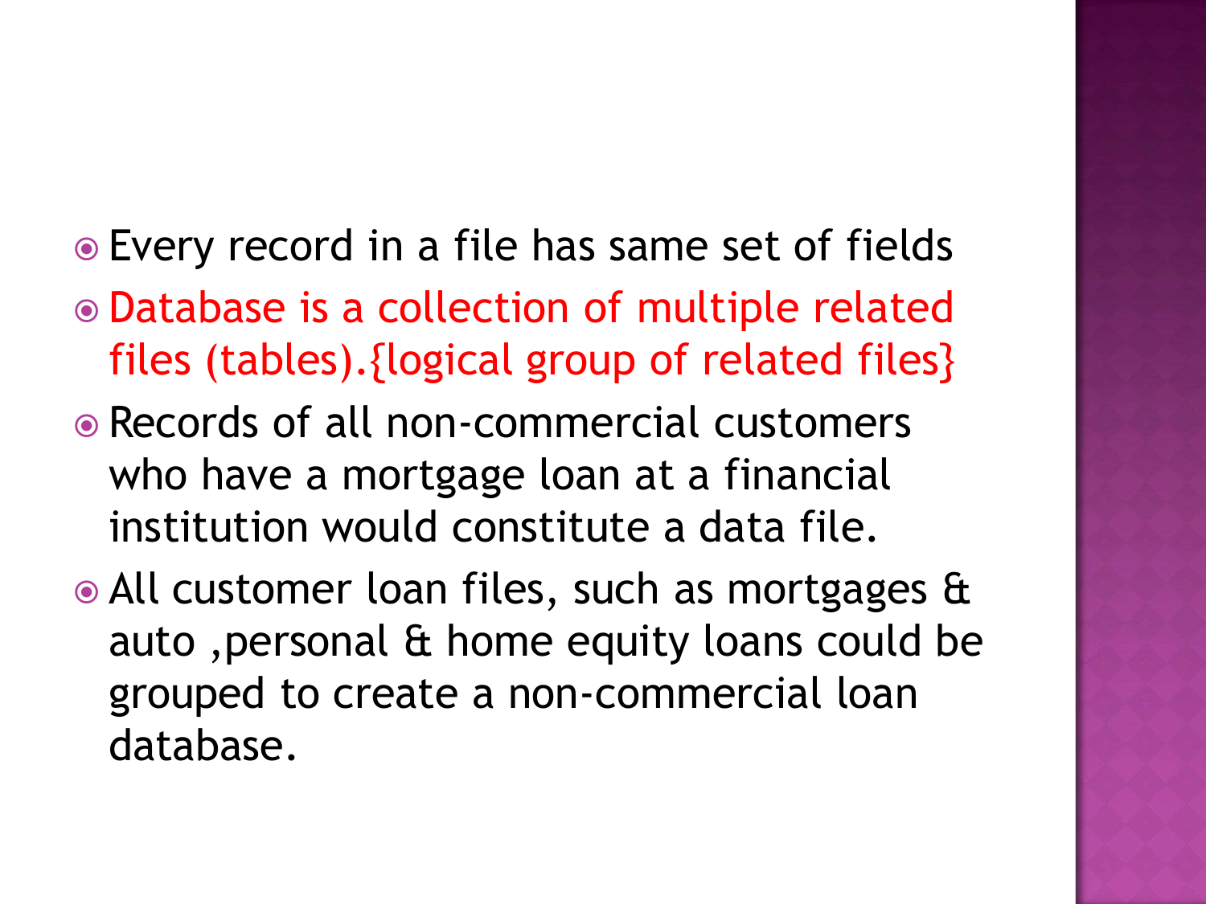- Every record in a file has same set of fields
- Database is a collection of multiple related files (tables).{logical group of related files}
- Records of all non-commercial customers who have a mortgage loan at a financial institution would constitute a data file.
- All customer loan files, such as mortgages & auto ,personal & home equity loans could be grouped to create a non-commercial loan database.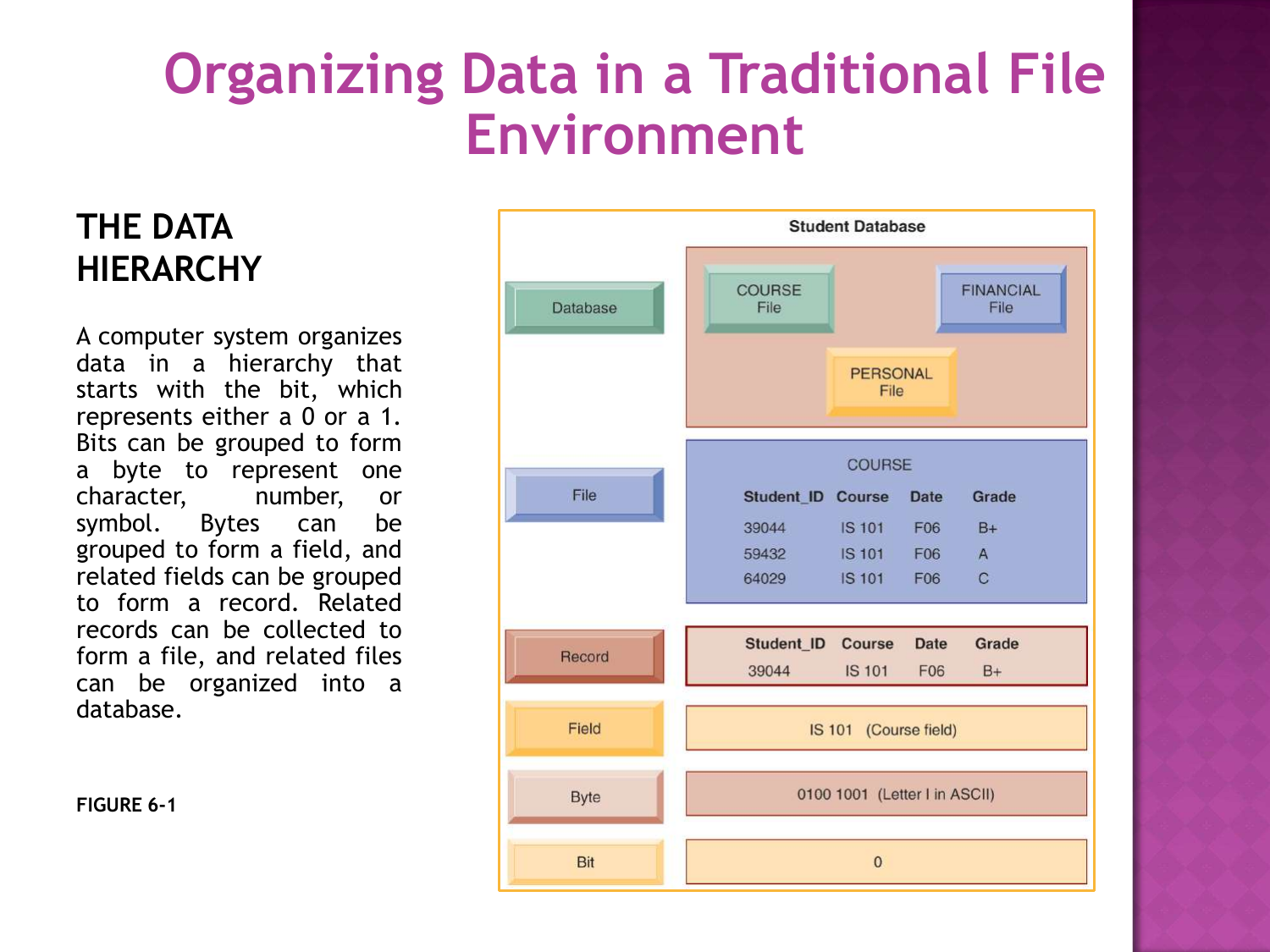# Organizing Data in a Traditional File Environment

## THE DATA HIERARCHY

A computer system organizes data in a hierarchy that starts with the bit, which represents either a 0 or a 1. Bits can be grouped to form a byte to represent one character, number, or symbol. Bytes can be grouped to form a field, and related fields can be grouped to form a record. Related records can be collected to form a file, and related files can be organized into a database.

**Student Database**

| Level | Example |
|---|---|
| Database | COURSE File, FINANCIAL File, PERSONAL File |
| File | COURSE |
| Record | Student_ID 39044, Course IS 101, Date F06, Grade B+ |
| Field | IS 101 (Course field) |
| Byte | 0100 1001 (Letter I in ASCII) |
| Bit | 0 |

COURSE file:

| Student_ID | Course | Date | Grade |
|---|---|---|---|
| 39044 | IS 101 | F06 | B+ |
| 59432 | IS 101 | F06 | A |
| 64029 | IS 101 | F06 | C |

**FIGURE 6-1**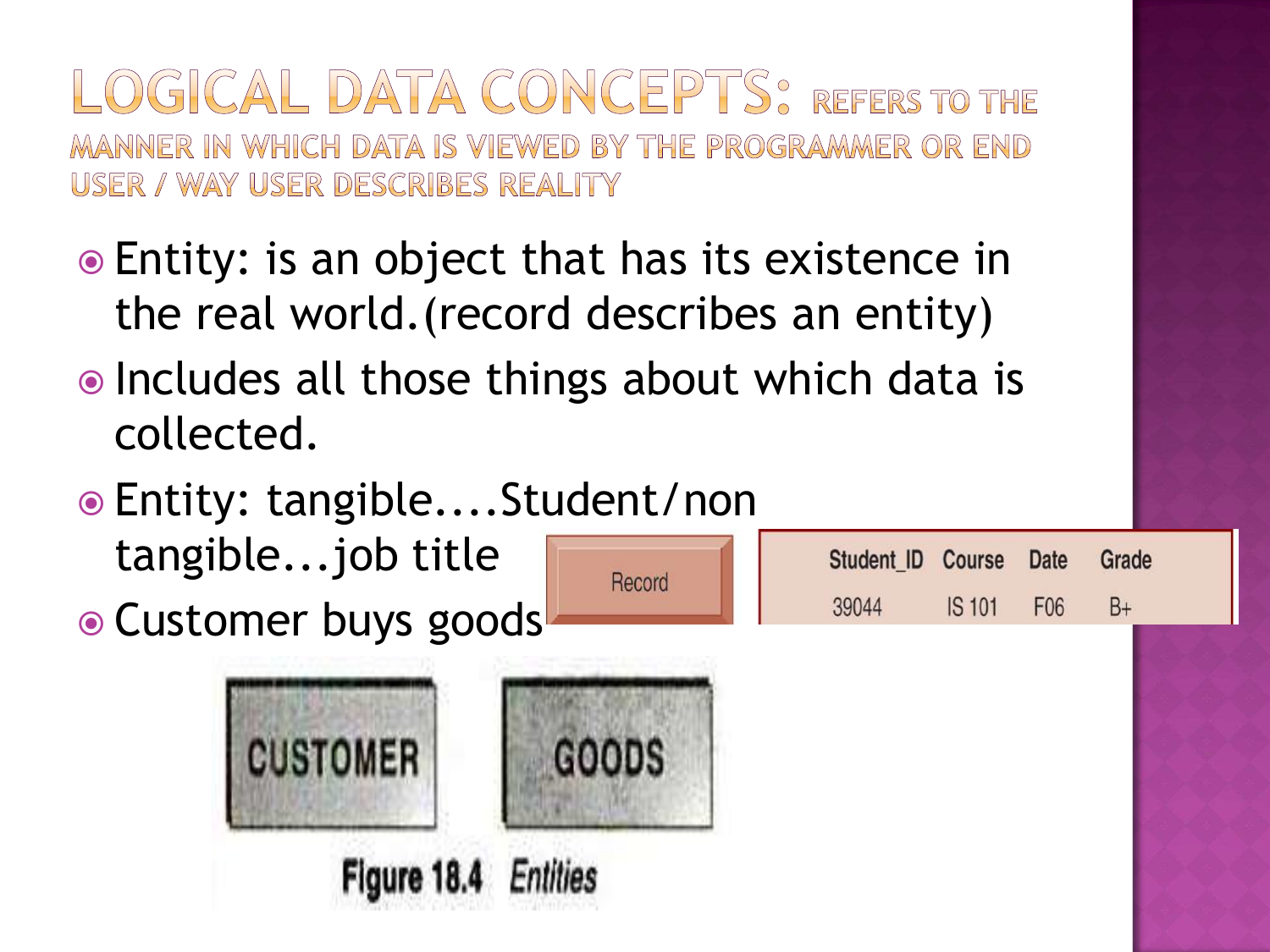# LOGICAL DATA CONCEPTS: REFERS TO THE MANNER IN WHICH DATA IS VIEWED BY THE PROGRAMMER OR END USER / WAY USER DESCRIBES REALITY

- Entity: is an object that has its existence in the real world.(record describes an entity)
- Includes all those things about which data is collected.
- Entity: tangible....Student/non tangible...job title
- Customer buys goods

Record

| Student_ID | Course | Date | Grade |
|---|---|---|---|
| 39044 | IS 101 | F06 | B+ |

CUSTOMER

GOODS

Figure 18.4 *Entities*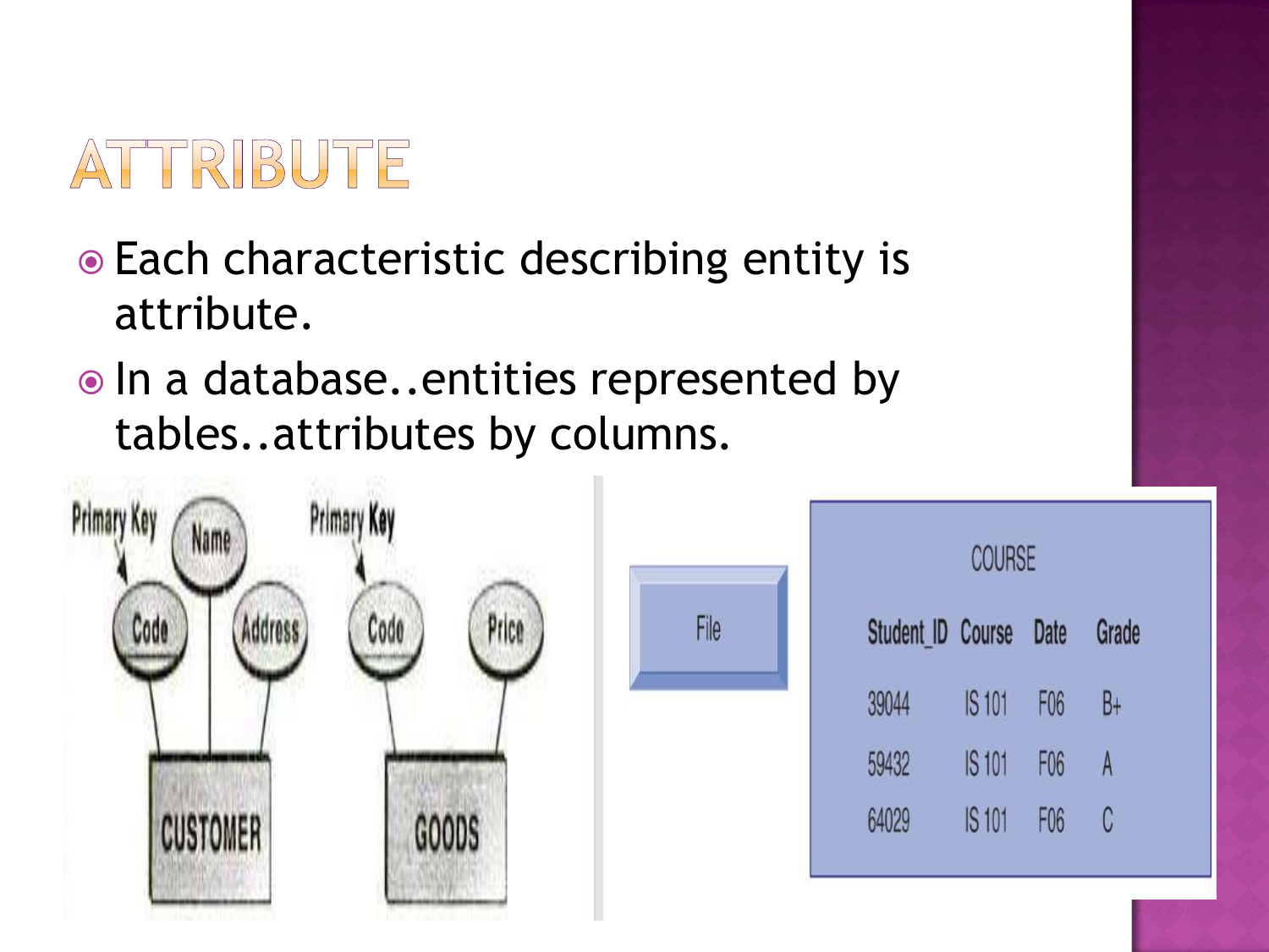# ATTRIBUTE

- Each characteristic describing entity is attribute.
- In a database..entities represented by tables..attributes by columns.

Primary Key — Name — Code — Address — CUSTOMER

Primary Key — Code — Price — GOODS

File

COURSE

| Student_ID | Course | Date | Grade |
|---|---|---|---|
| 39044 | IS 101 | F06 | B+ |
| 59432 | IS 101 | F06 | A |
| 64029 | IS 101 | F06 | C |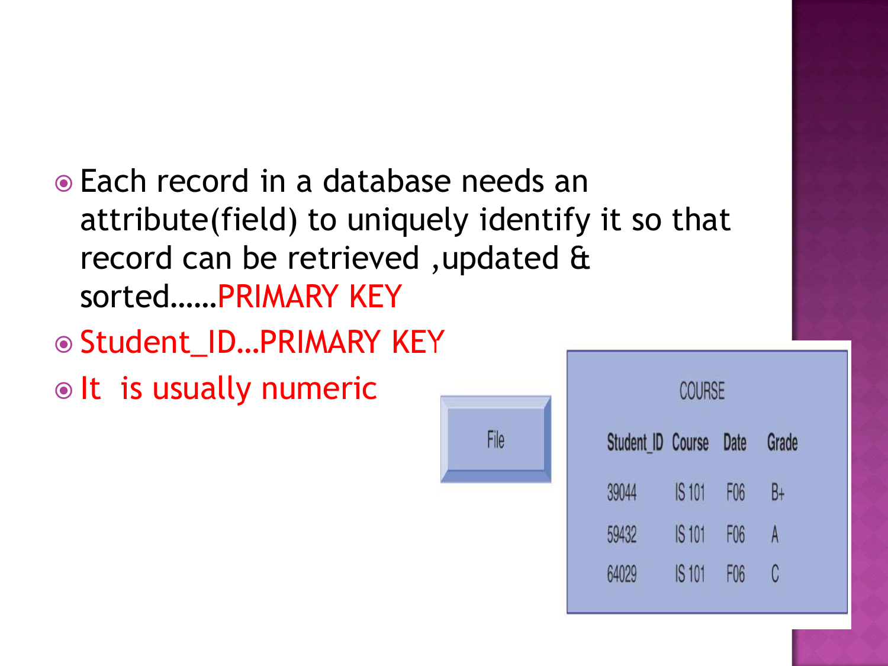- Each record in a database needs an attribute(field) to uniquely identify it so that record can be retrieved ,updated & sorted……PRIMARY KEY
- Student_ID…PRIMARY KEY
- It is usually numeric

File

COURSE

| Student_ID | Course | Date | Grade |
| --- | --- | --- | --- |
| 39044 | IS 101 | F06 | B+ |
| 59432 | IS 101 | F06 | A |
| 64029 | IS 101 | F06 | C |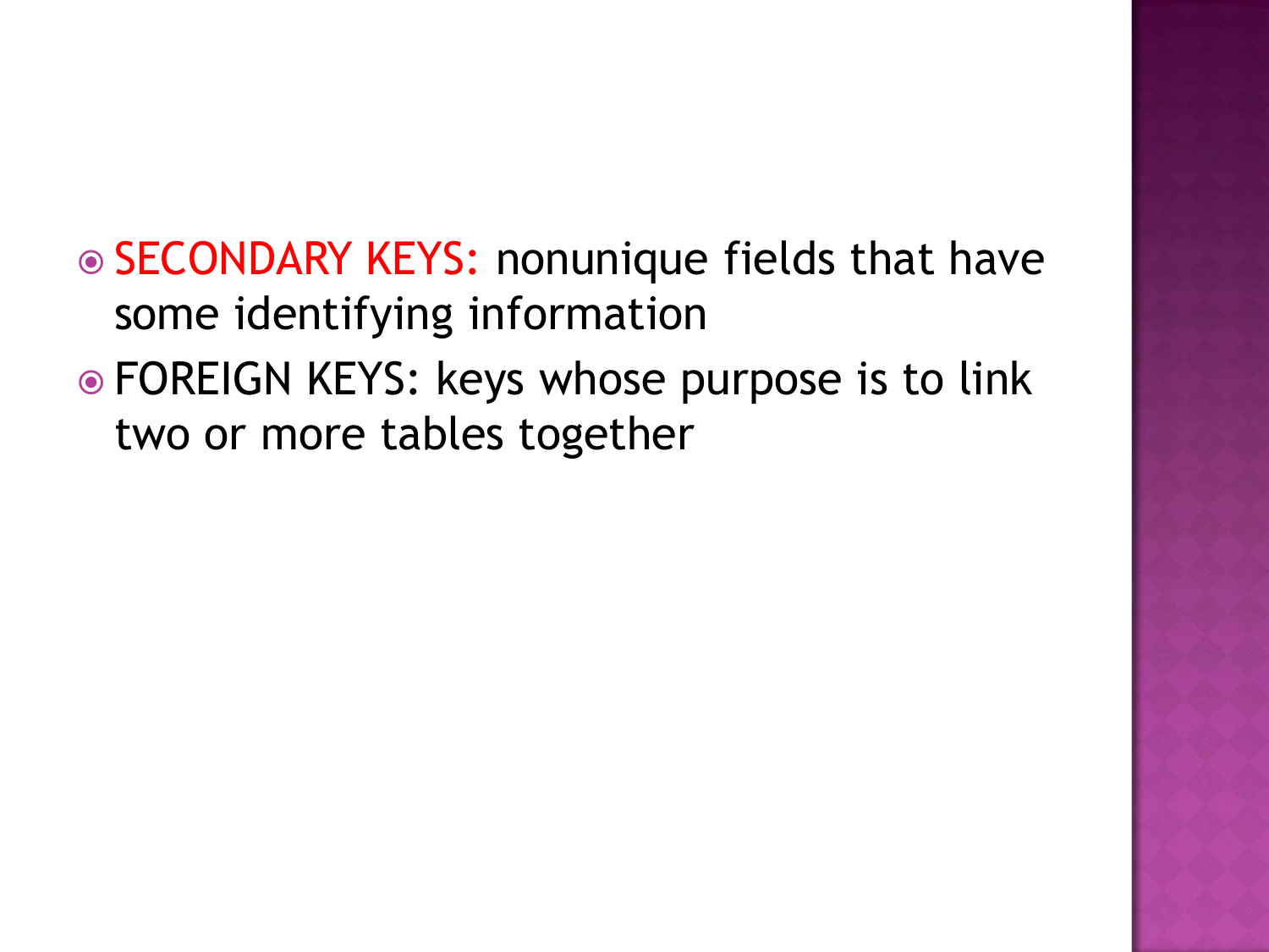- SECONDARY KEYS: nonunique fields that have some identifying information
- FOREIGN KEYS: keys whose purpose is to link two or more tables together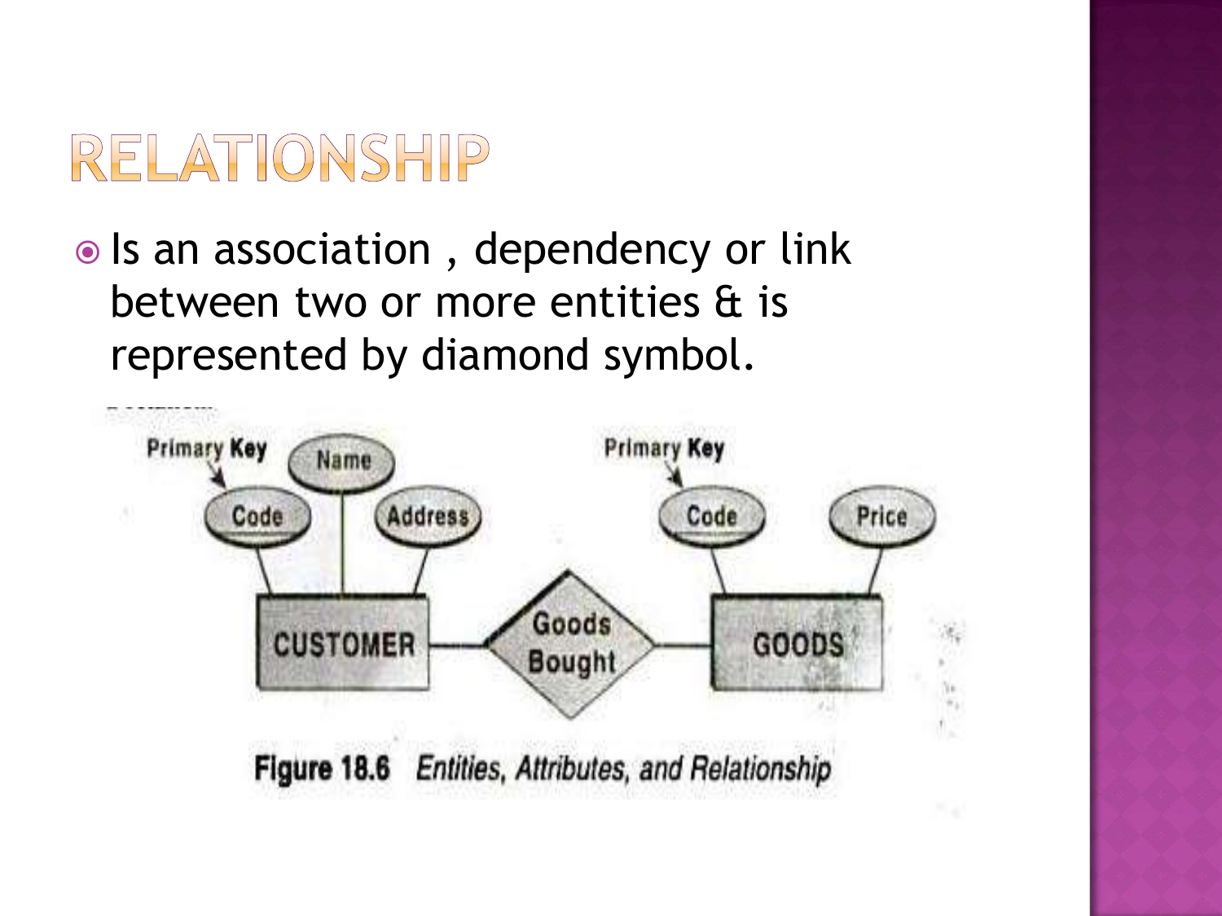# RELATIONSHIP

- Is an association , dependency or link between two or more entities & is represented by diamond symbol.

Figure 18.6 *Entities, Attributes, and Relationship*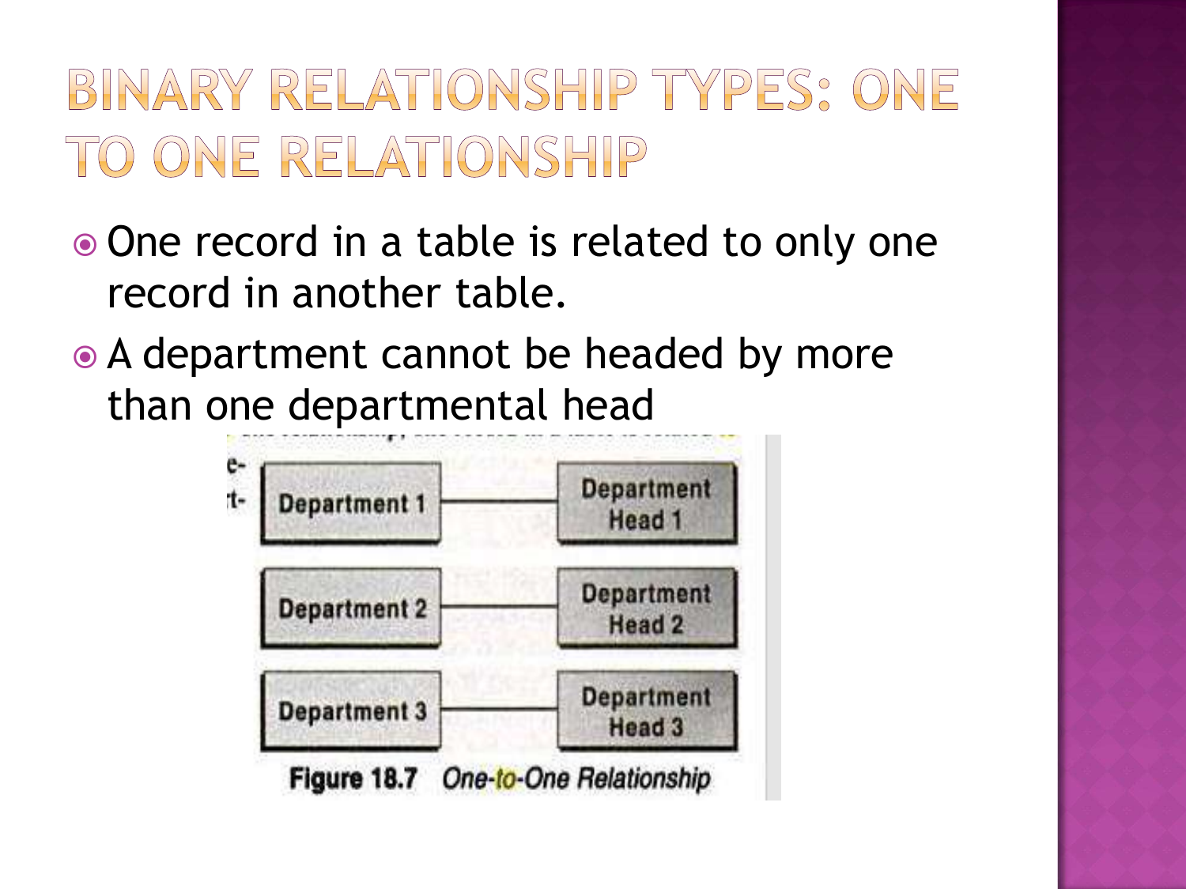# BINARY RELATIONSHIP TYPES: ONE TO ONE RELATIONSHIP

- One record in a table is related to only one record in another table.
- A department cannot be headed by more than one departmental head

Figure 18.7 *One-to-One Relationship*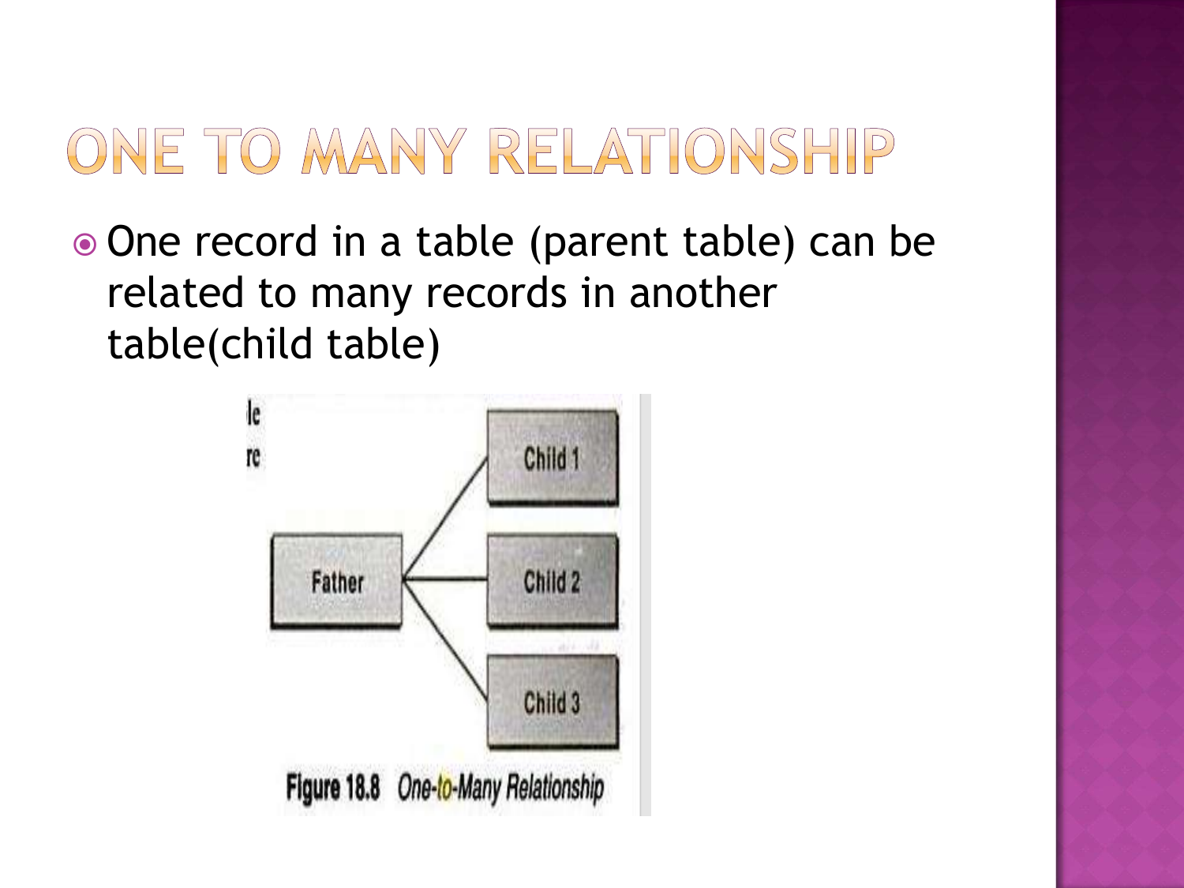# ONE TO MANY RELATIONSHIP

- One record in a table (parent table) can be related to many records in another table(child table)

Figure 18.8 One-to-Many Relationship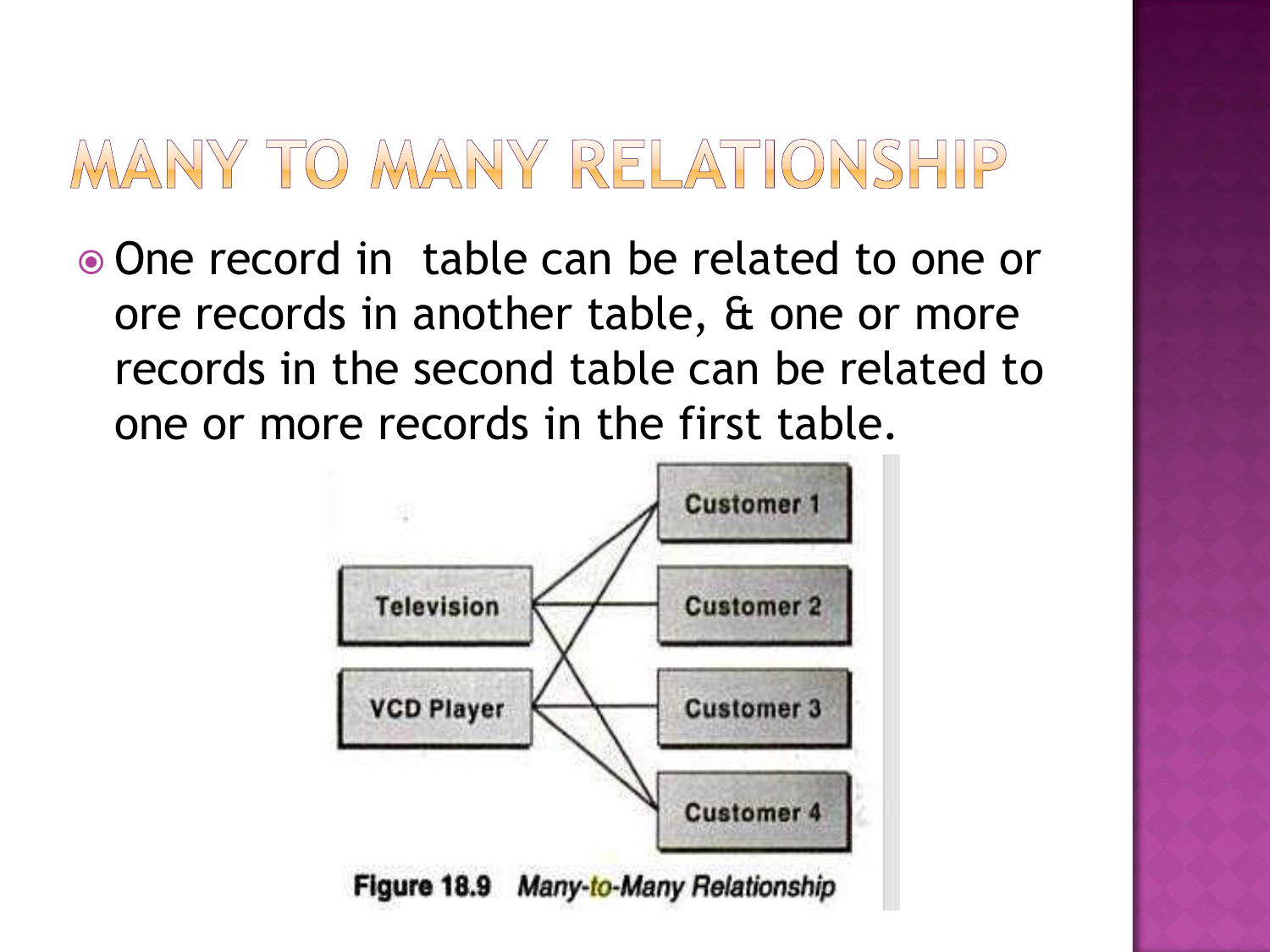# MANY TO MANY RELATIONSHIP

- One record in  table can be related to one or ore records in another table, & one or more records in the second table can be related to one or more records in the first table.

Figure 18.9 *Many-to-Many Relationship*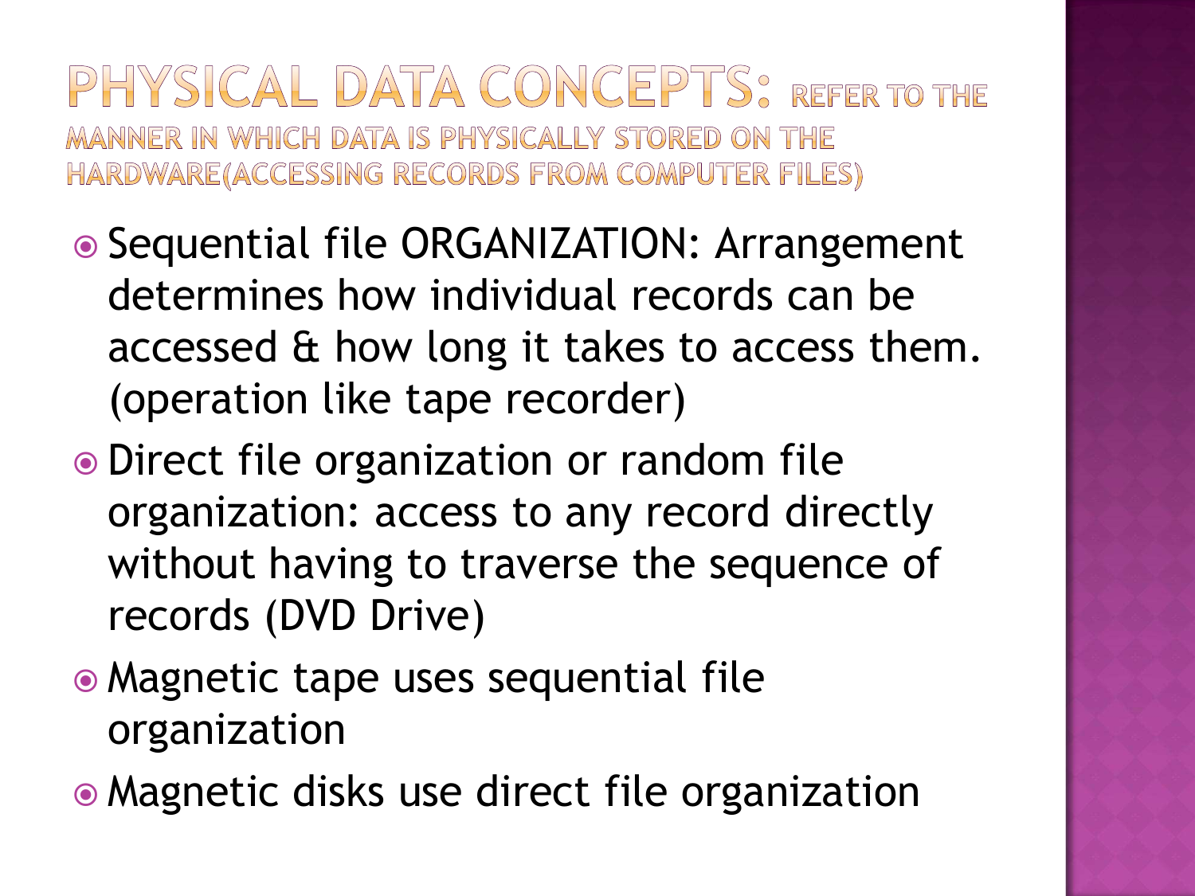# PHYSICAL DATA CONCEPTS: REFER TO THE MANNER IN WHICH DATA IS PHYSICALLY STORED ON THE HARDWARE(ACCESSING RECORDS FROM COMPUTER FILES)

- Sequential file ORGANIZATION: Arrangement determines how individual records can be accessed & how long it takes to access them. (operation like tape recorder)
- Direct file organization or random file organization: access to any record directly without having to traverse the sequence of records (DVD Drive)
- Magnetic tape uses sequential file organization
- Magnetic disks use direct file organization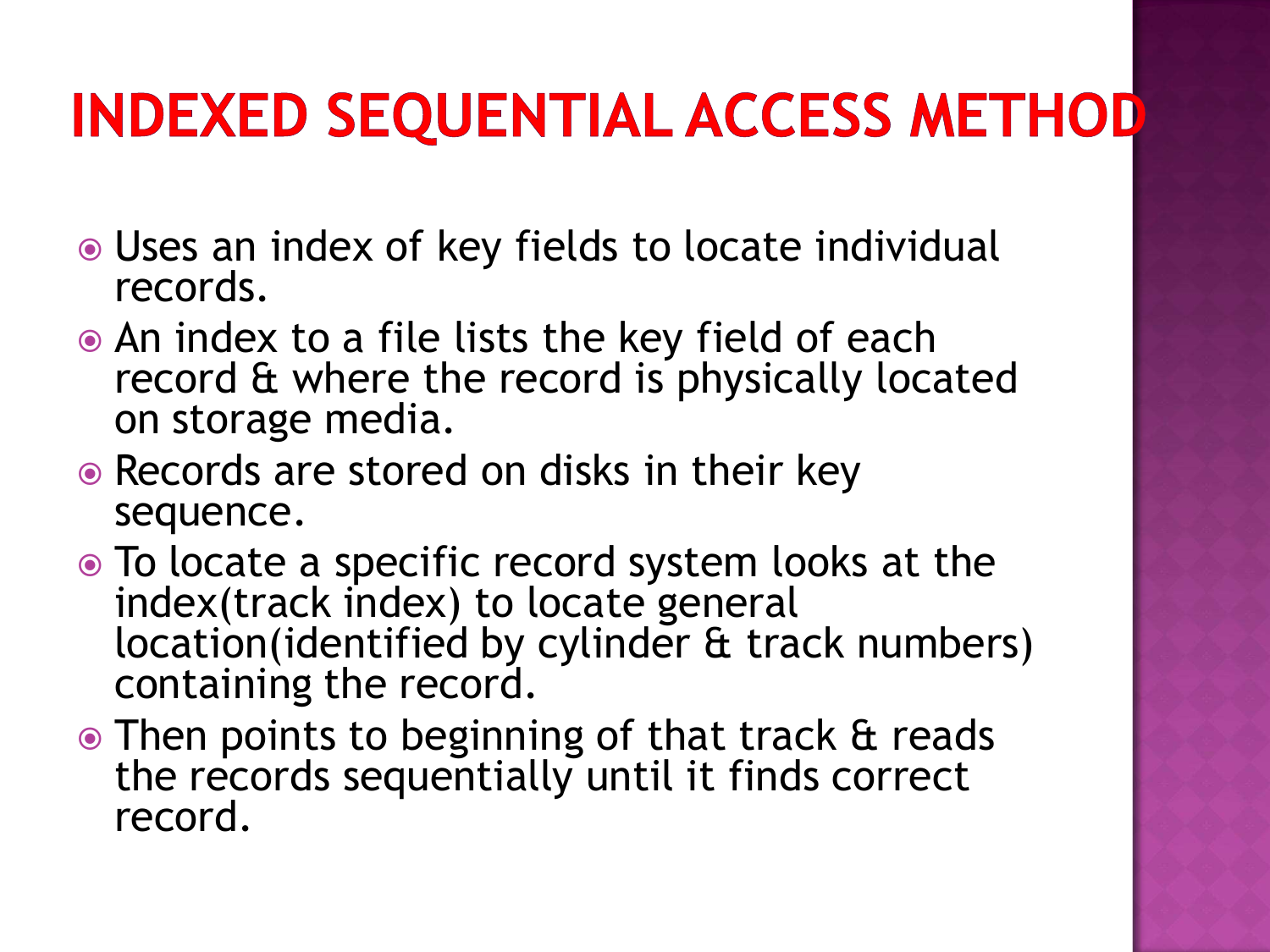# INDEXED SEQUENTIAL ACCESS METHOD

- Uses an index of key fields to locate individual records.
- An index to a file lists the key field of each record & where the record is physically located on storage media.
- Records are stored on disks in their key sequence.
- To locate a specific record system looks at the index(track index) to locate general location(identified by cylinder & track numbers) containing the record.
- Then points to beginning of that track & reads the records sequentially until it finds correct record.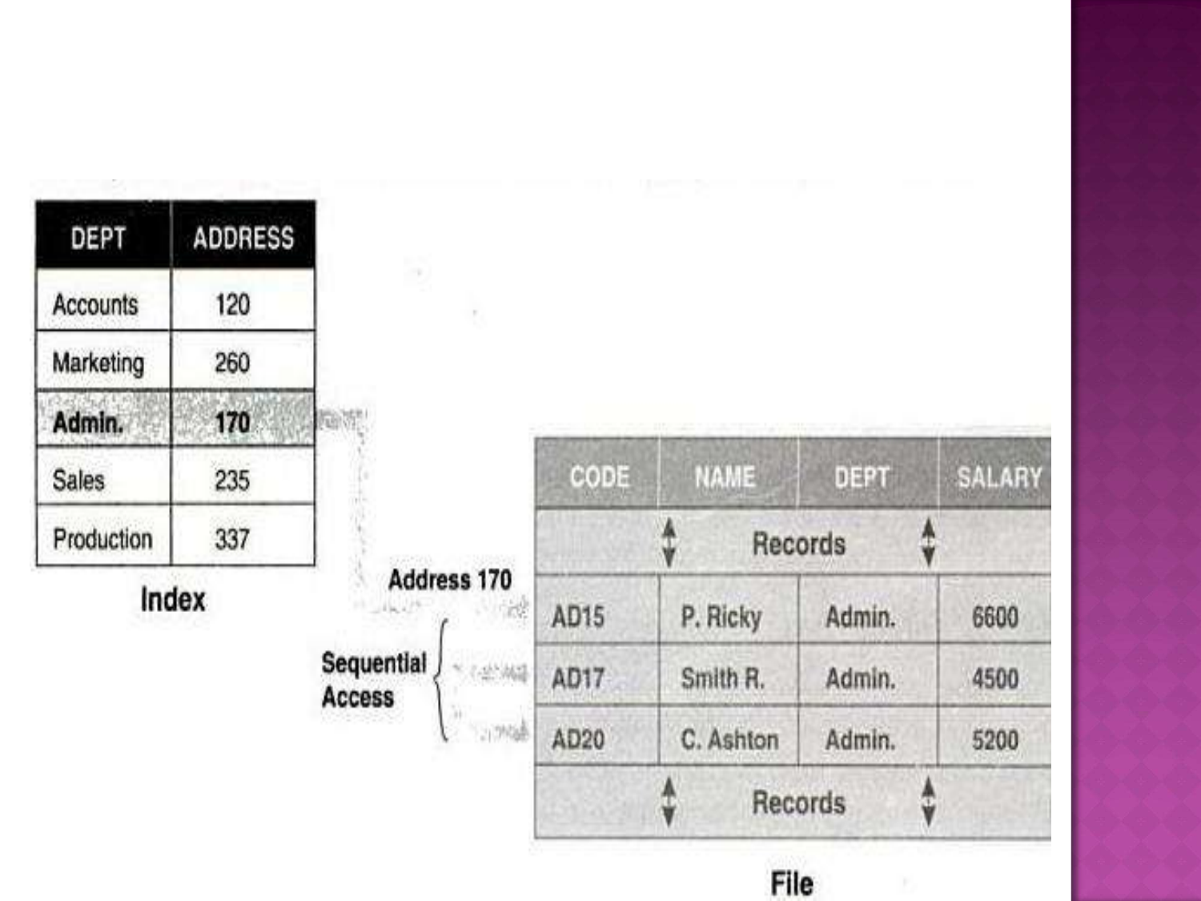| DEPT | ADDRESS |
| --- | --- |
| Accounts | 120 |
| Marketing | 260 |
| **Admin.** | **170** |
| Sales | 235 |
| Production | 337 |

**Index**

**Address 170**

**Sequential Access**

| CODE | NAME | DEPT | SALARY |
| --- | --- | --- | --- |
| | Records | | |
| AD15 | P. Ricky | Admin. | 6600 |
| AD17 | Smith R. | Admin. | 4500 |
| AD20 | C. Ashton | Admin. | 5200 |
| | Records | | |

**File**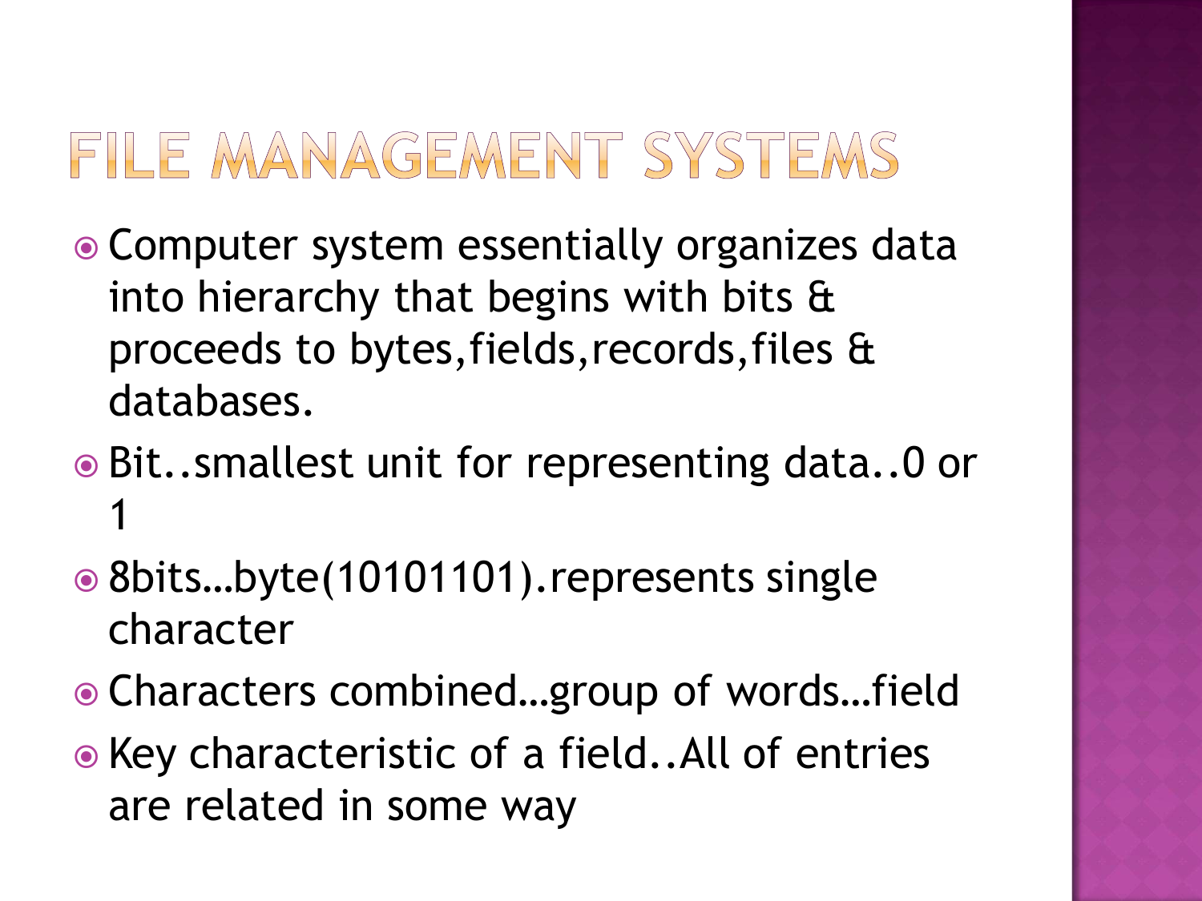# FILE MANAGEMENT SYSTEMS

- Computer system essentially organizes data into hierarchy that begins with bits & proceeds to bytes,fields,records,files & databases.
- Bit..smallest unit for representing data..0 or 1
- 8bits…byte(10101101).represents single character
- Characters combined…group of words…field
- Key characteristic of a field..All of entries are related in some way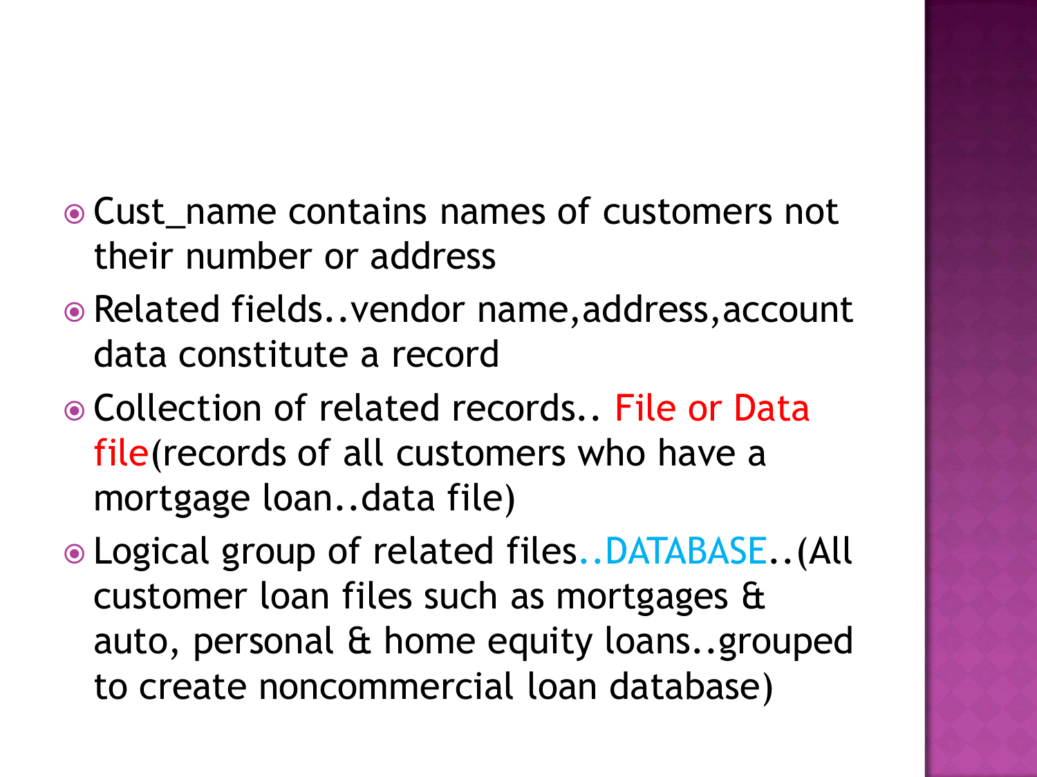- Cust_name contains names of customers not their number or address
- Related fields..vendor name,address,account data constitute a record
- Collection of related records.. File or Data file(records of all customers who have a mortgage loan..data file)
- Logical group of related files..DATABASE..(All customer loan files such as mortgages & auto, personal & home equity loans..grouped to create noncommercial loan database)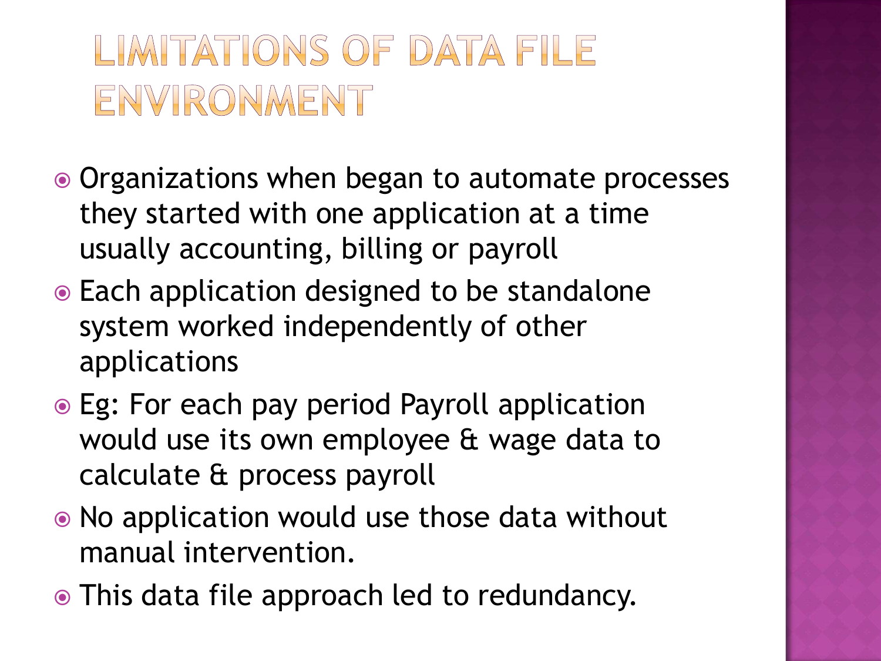# LIMITATIONS OF DATA FILE ENVIRONMENT

- Organizations when began to automate processes they started with one application at a time usually accounting, billing or payroll
- Each application designed to be standalone system worked independently of other applications
- Eg: For each pay period Payroll application would use its own employee & wage data to calculate & process payroll
- No application would use those data without manual intervention.
- This data file approach led to redundancy.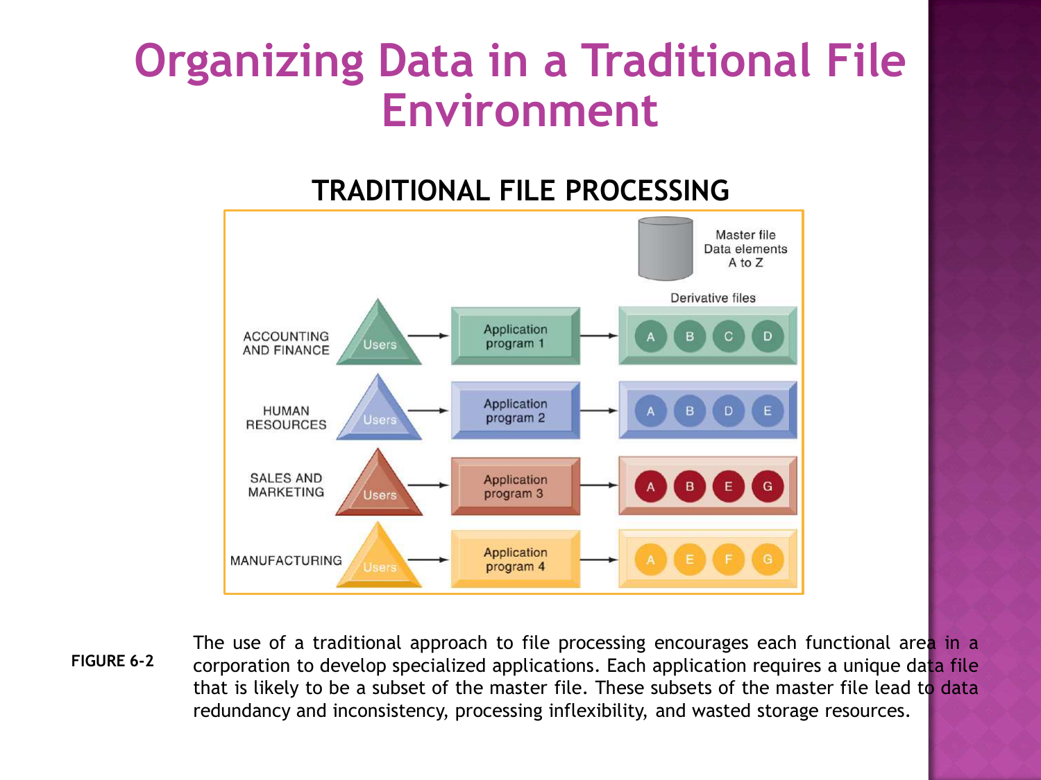# Organizing Data in a Traditional File Environment

## TRADITIONAL FILE PROCESSING

Master file
Data elements
A to Z

Derivative files

ACCOUNTING AND FINANCE — Users → Application program 1 → A B C D

HUMAN RESOURCES — Users → Application program 2 → A B D E

SALES AND MARKETING — Users → Application program 3 → A B E G

MANUFACTURING — Users → Application program 4 → A E F G

**FIGURE 6-2** The use of a traditional approach to file processing encourages each functional area in a corporation to develop specialized applications. Each application requires a unique data file that is likely to be a subset of the master file. These subsets of the master file lead to data redundancy and inconsistency, processing inflexibility, and wasted storage resources.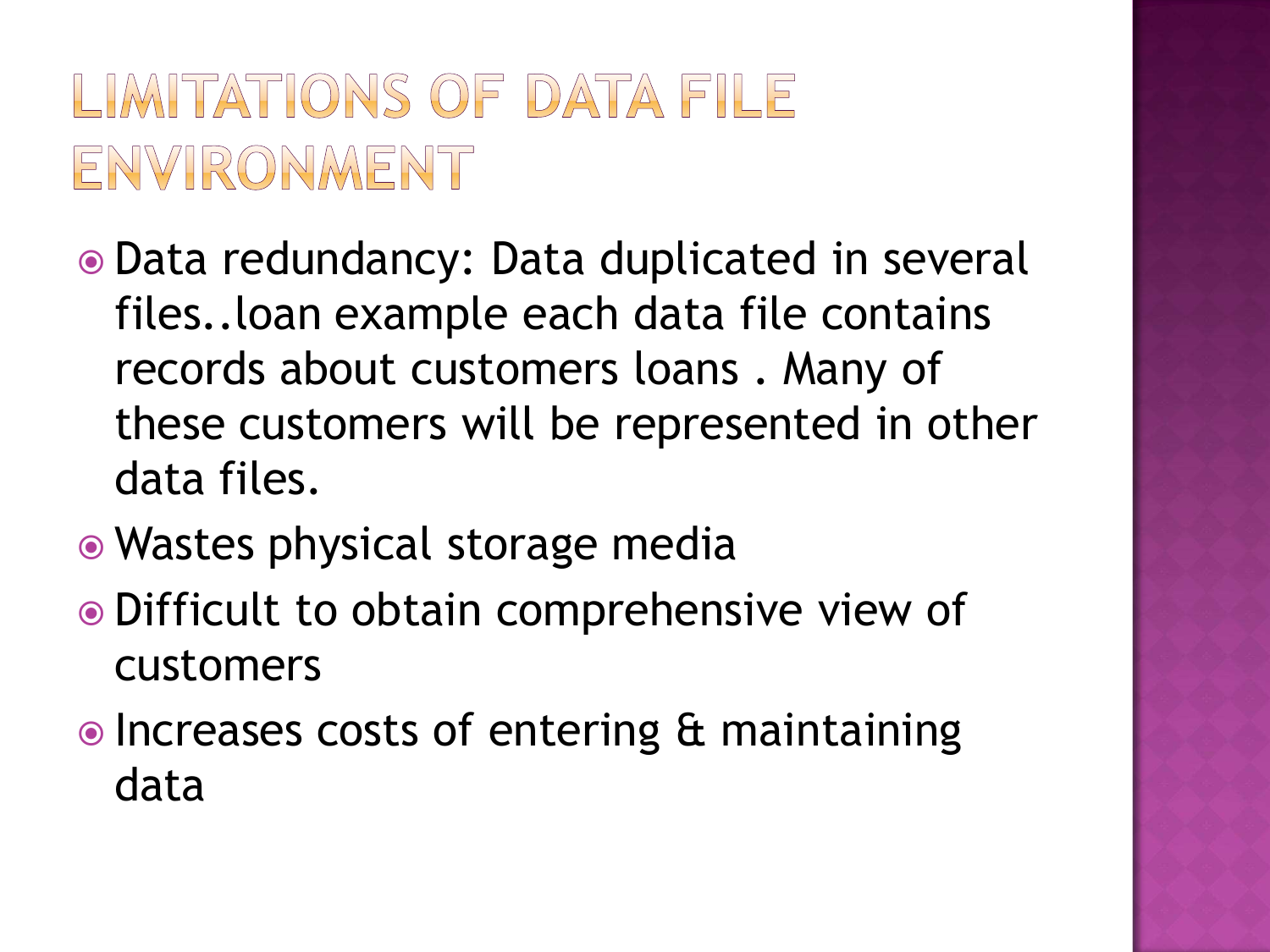# LIMITATIONS OF DATA FILE ENVIRONMENT

- Data redundancy: Data duplicated in several files..loan example each data file contains records about customers loans . Many of these customers will be represented in other data files.
- Wastes physical storage media
- Difficult to obtain comprehensive view of customers
- Increases costs of entering & maintaining data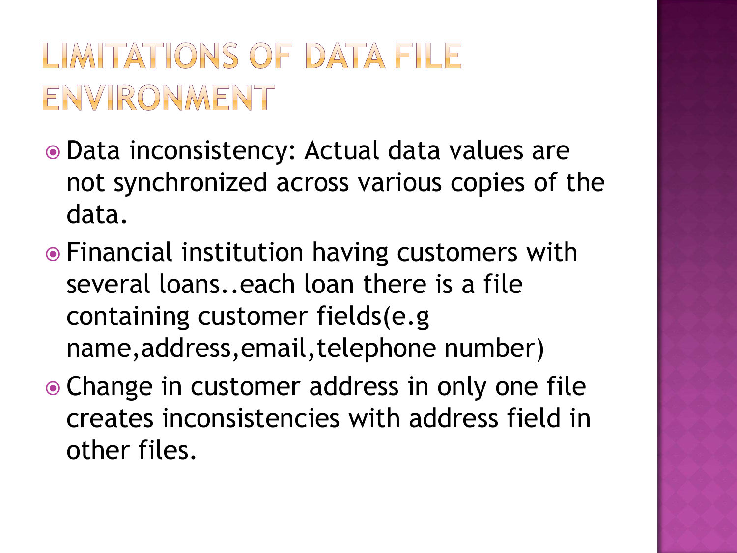# LIMITATIONS OF DATA FILE ENVIRONMENT

- Data inconsistency: Actual data values are not synchronized across various copies of the data.
- Financial institution having customers with several loans..each loan there is a file containing customer fields(e.g name,address,email,telephone number)
- Change in customer address in only one file creates inconsistencies with address field in other files.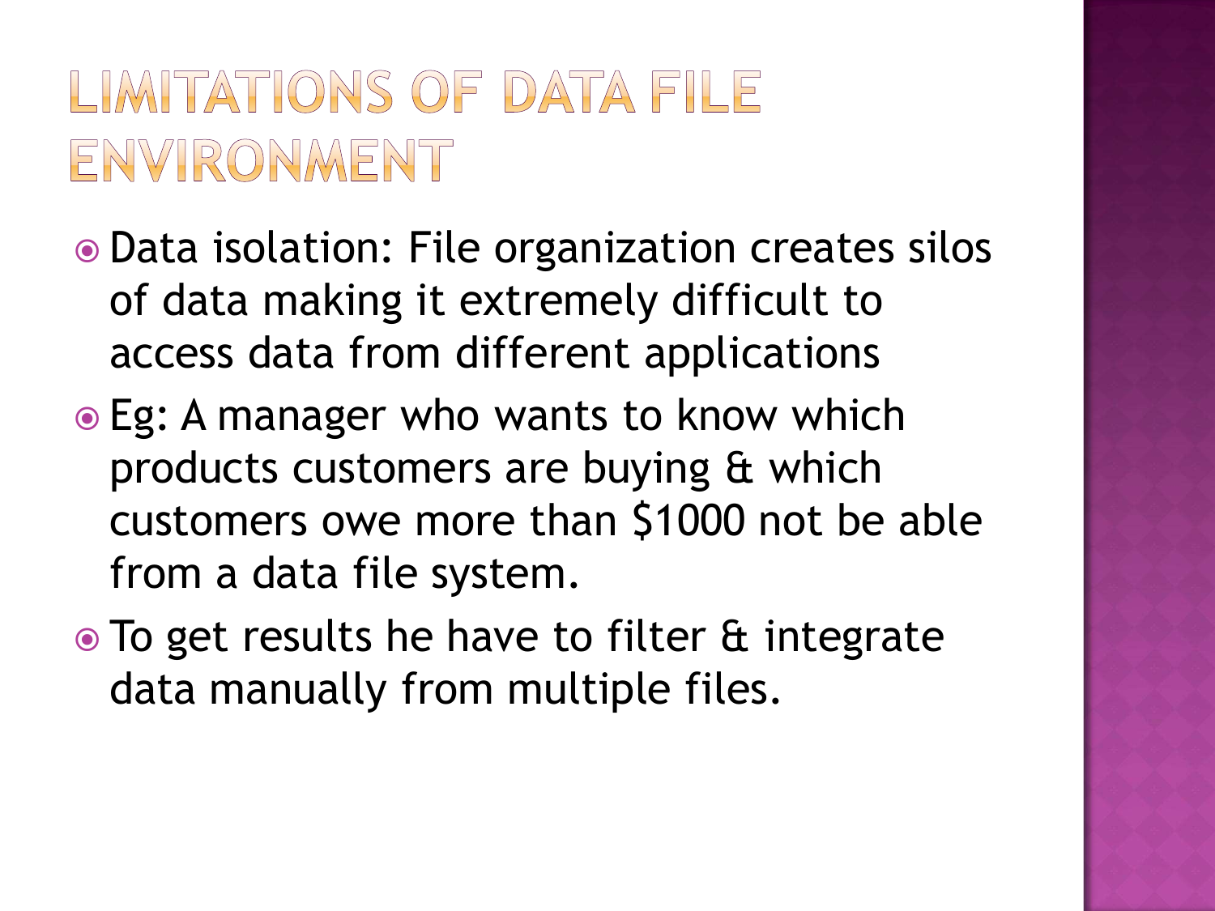# LIMITATIONS OF DATA FILE ENVIRONMENT

- Data isolation: File organization creates silos of data making it extremely difficult to access data from different applications
- Eg: A manager who wants to know which products customers are buying & which customers owe more than $1000 not be able from a data file system.
- To get results he have to filter & integrate data manually from multiple files.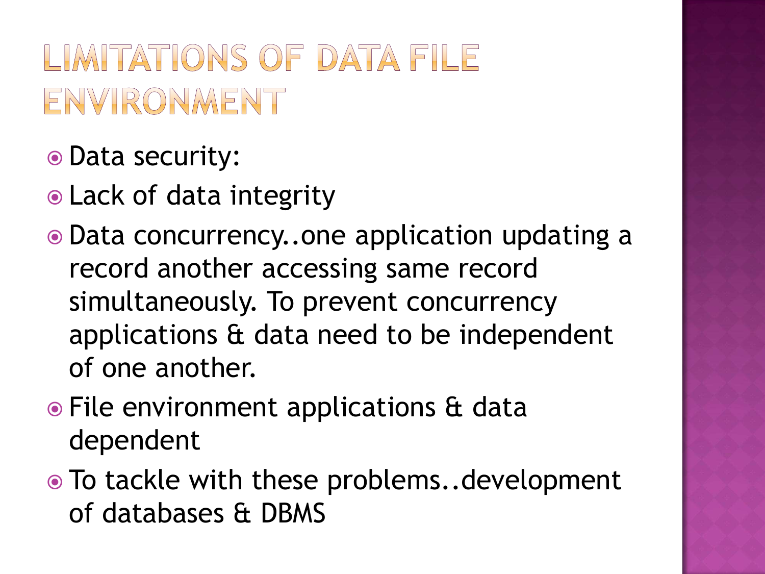# LIMITATIONS OF DATA FILE ENVIRONMENT

- Data security:
- Lack of data integrity
- Data concurrency..one application updating a record another accessing same record simultaneously. To prevent concurrency applications & data need to be independent of one another.
- File environment applications & data dependent
- To tackle with these problems..development of databases & DBMS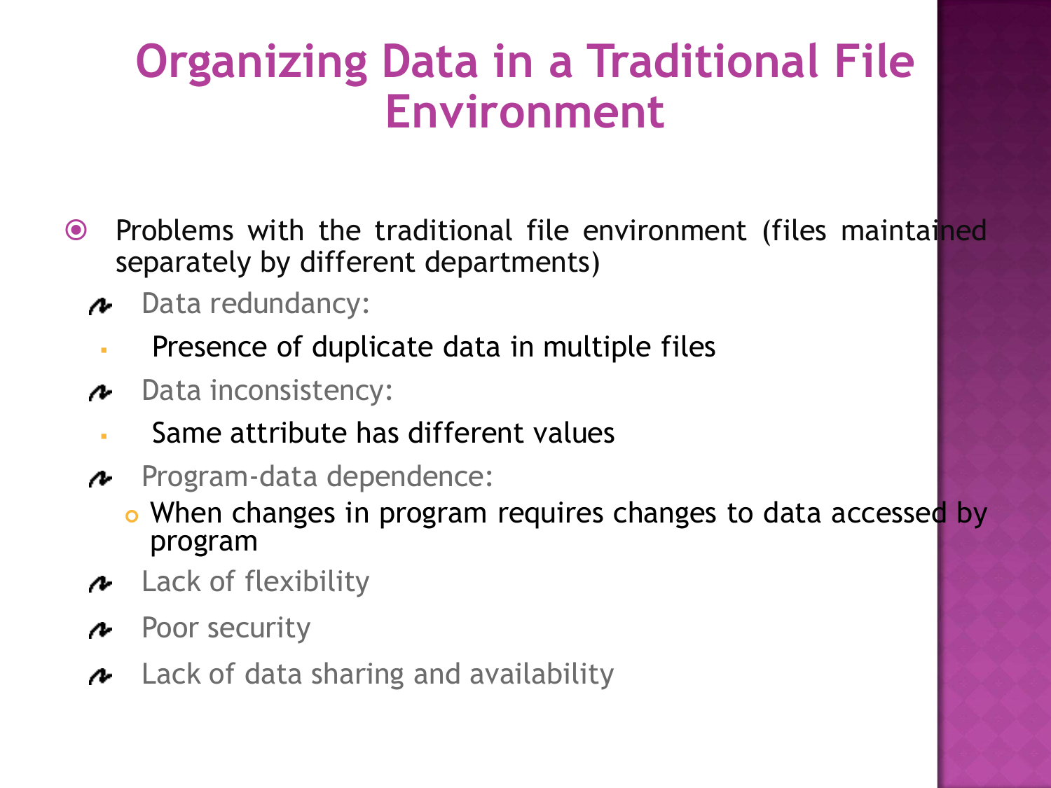# Organizing Data in a Traditional File Environment

- Problems with the traditional file environment (files maintained separately by different departments)
  - Data redundancy:
    - Presence of duplicate data in multiple files
  - Data inconsistency:
    - Same attribute has different values
  - Program-data dependence:
    - When changes in program requires changes to data accessed by program
  - Lack of flexibility
  - Poor security
  - Lack of data sharing and availability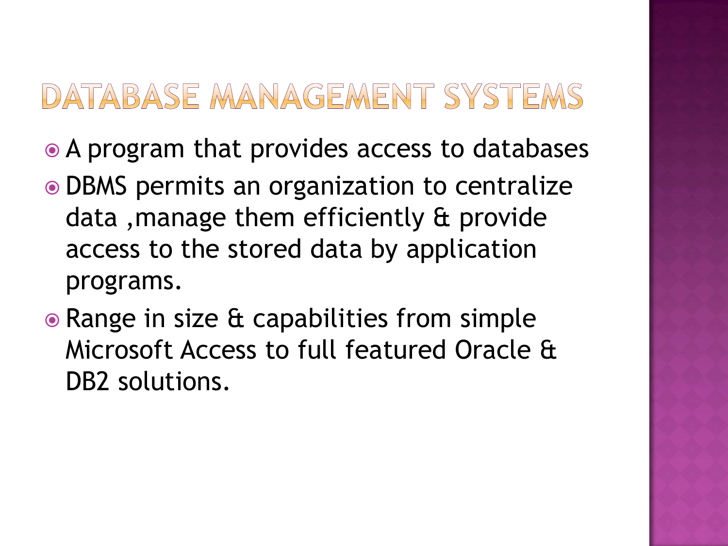# DATABASE MANAGEMENT SYSTEMS

- A program that provides access to databases
- DBMS permits an organization to centralize data ,manage them efficiently & provide access to the stored data by application programs.
- Range in size & capabilities from simple Microsoft Access to full featured Oracle & DB2 solutions.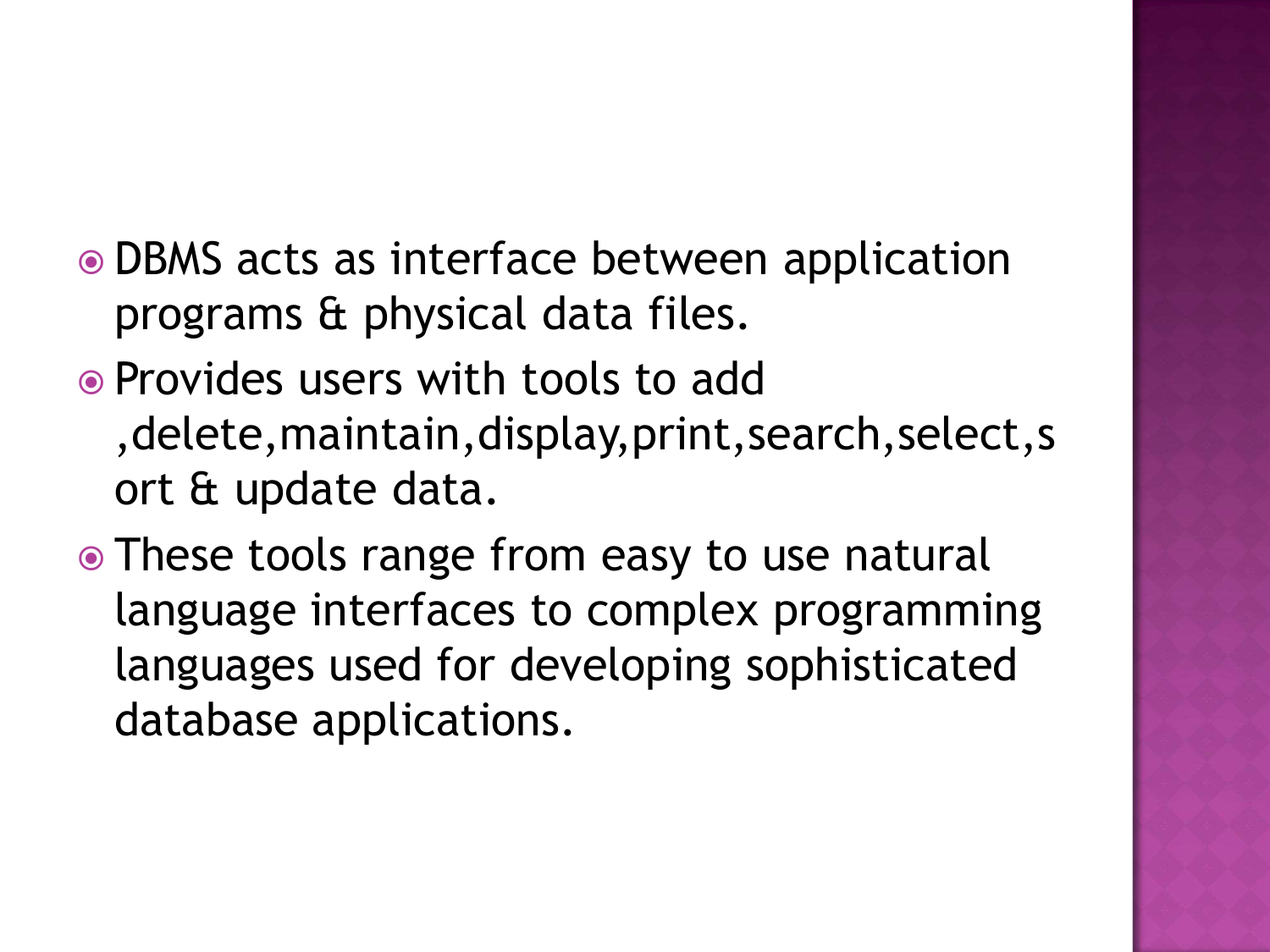- DBMS acts as interface between application programs & physical data files.
- Provides users with tools to add ,delete,maintain,display,print,search,select,sort & update data.
- These tools range from easy to use natural language interfaces to complex programming languages used for developing sophisticated database applications.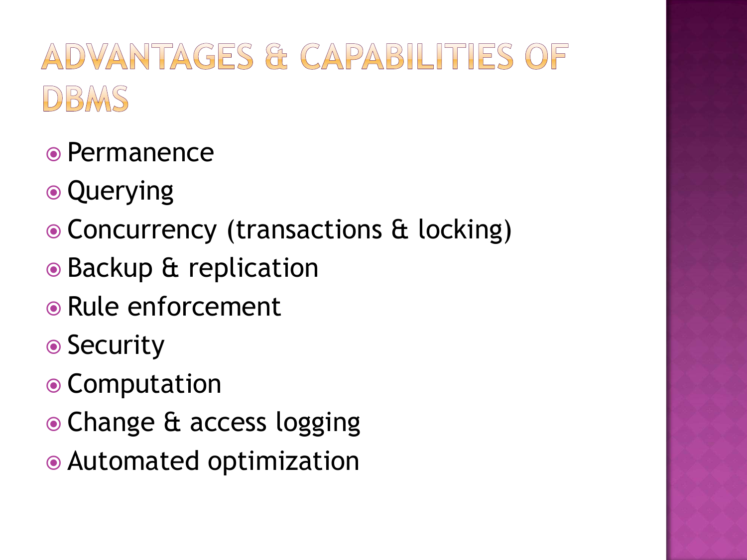# Advantages & Capabilities of DBMS

- Permanence
- Querying
- Concurrency (transactions & locking)
- Backup & replication
- Rule enforcement
- Security
- Computation
- Change & access logging
- Automated optimization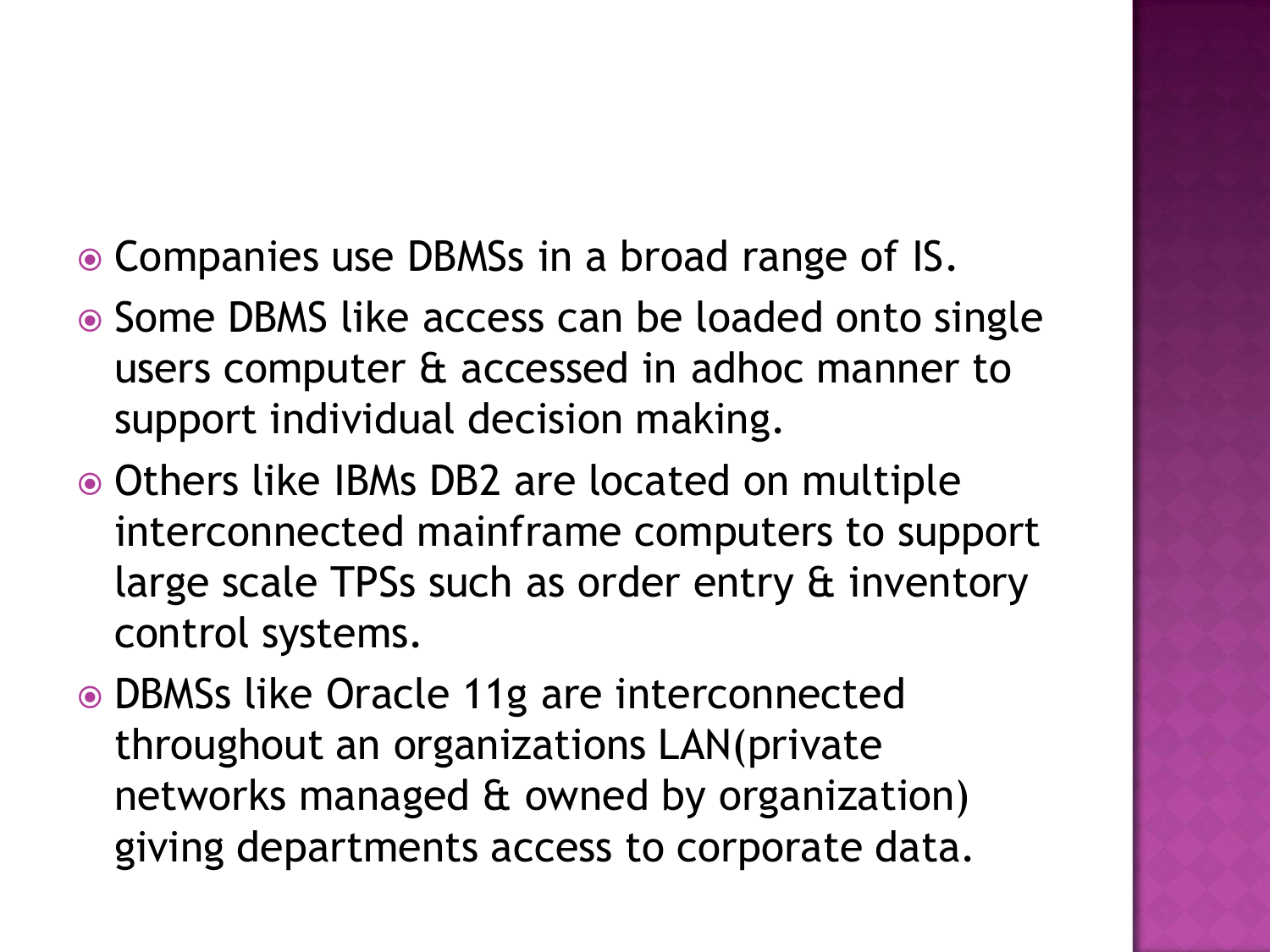- Companies use DBMSs in a broad range of IS.
- Some DBMS like access can be loaded onto single users computer & accessed in adhoc manner to support individual decision making.
- Others like IBMs DB2 are located on multiple interconnected mainframe computers to support large scale TPSs such as order entry & inventory control systems.
- DBMSs like Oracle 11g are interconnected throughout an organizations LAN(private networks managed & owned by organization) giving departments access to corporate data.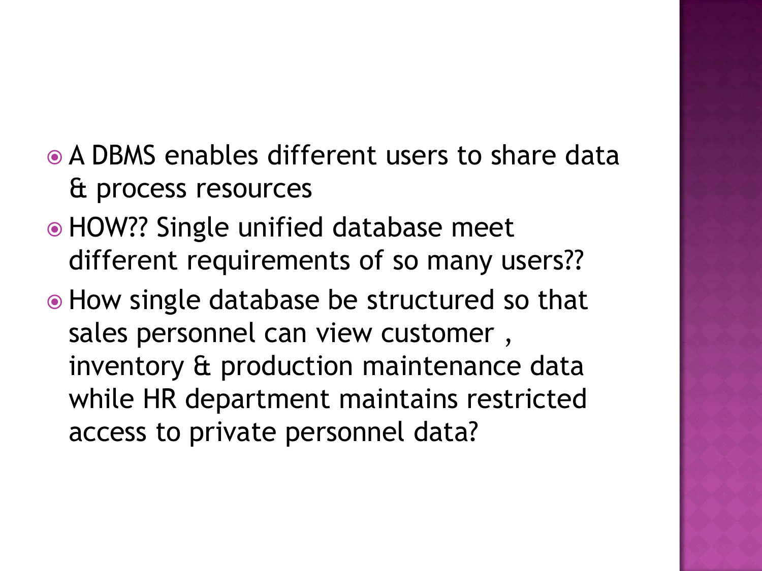- A DBMS enables different users to share data & process resources
- HOW?? Single unified database meet different requirements of so many users??
- How single database be structured so that sales personnel can view customer , inventory & production maintenance data while HR department maintains restricted access to private personnel data?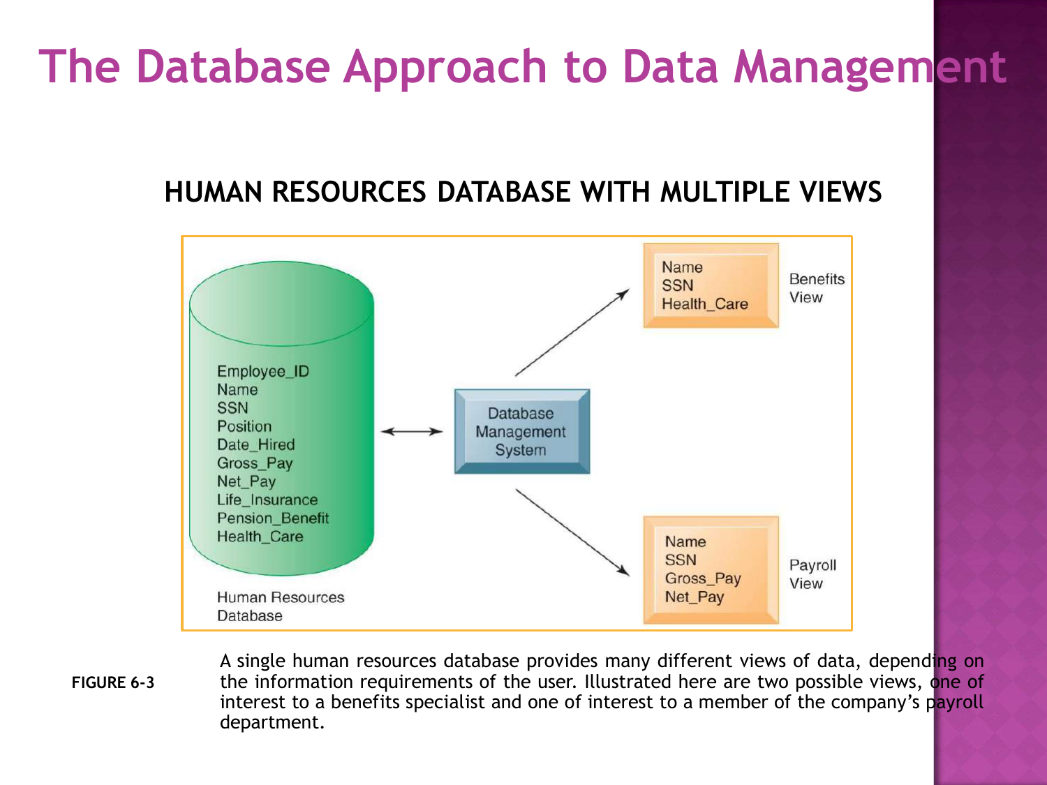# The Database Approach to Data Management

## HUMAN RESOURCES DATABASE WITH MULTIPLE VIEWS

Employee_ID
Name
SSN
Position
Date_Hired
Gross_Pay
Net_Pay
Life_Insurance
Pension_Benefit
Health_Care

Human Resources Database

Database Management System

Name
SSN
Health_Care

Benefits View

Name
SSN
Gross_Pay
Net_Pay

Payroll View

**FIGURE 6-3** A single human resources database provides many different views of data, depending on the information requirements of the user. Illustrated here are two possible views, one of interest to a benefits specialist and one of interest to a member of the company's payroll department.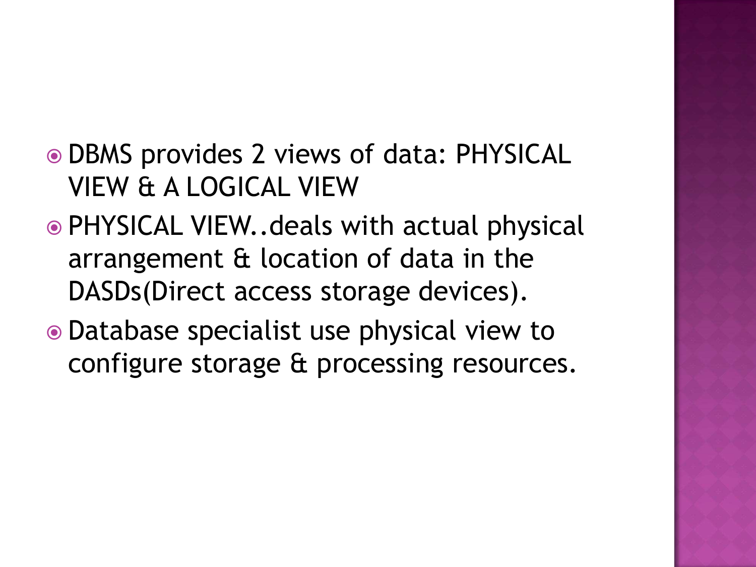- DBMS provides 2 views of data: PHYSICAL VIEW & A LOGICAL VIEW
- PHYSICAL VIEW..deals with actual physical arrangement & location of data in the DASDs(Direct access storage devices).
- Database specialist use physical view to configure storage & processing resources.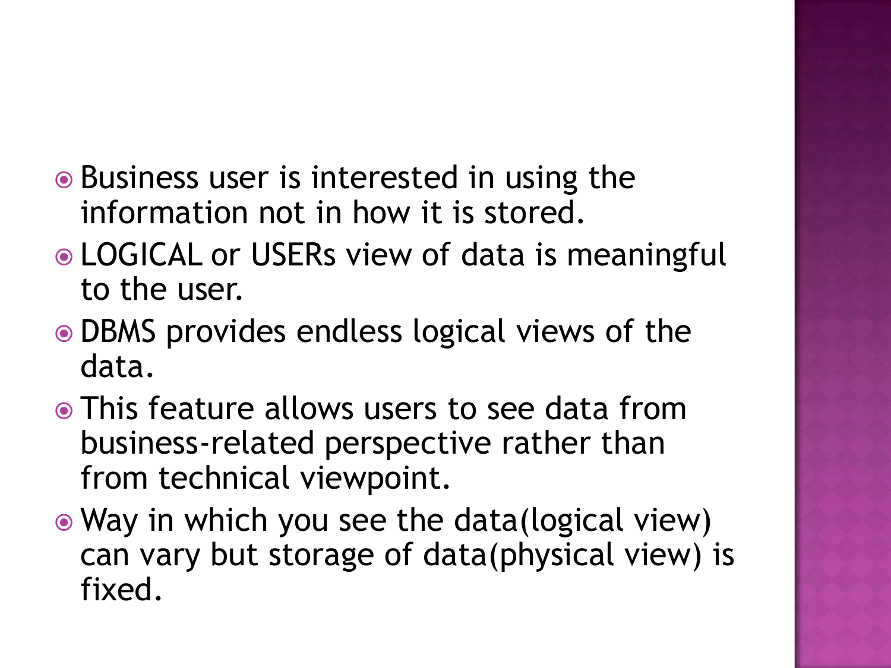- Business user is interested in using the information not in how it is stored.
- LOGICAL or USERs view of data is meaningful to the user.
- DBMS provides endless logical views of the data.
- This feature allows users to see data from business-related perspective rather than from technical viewpoint.
- Way in which you see the data(logical view) can vary but storage of data(physical view) is fixed.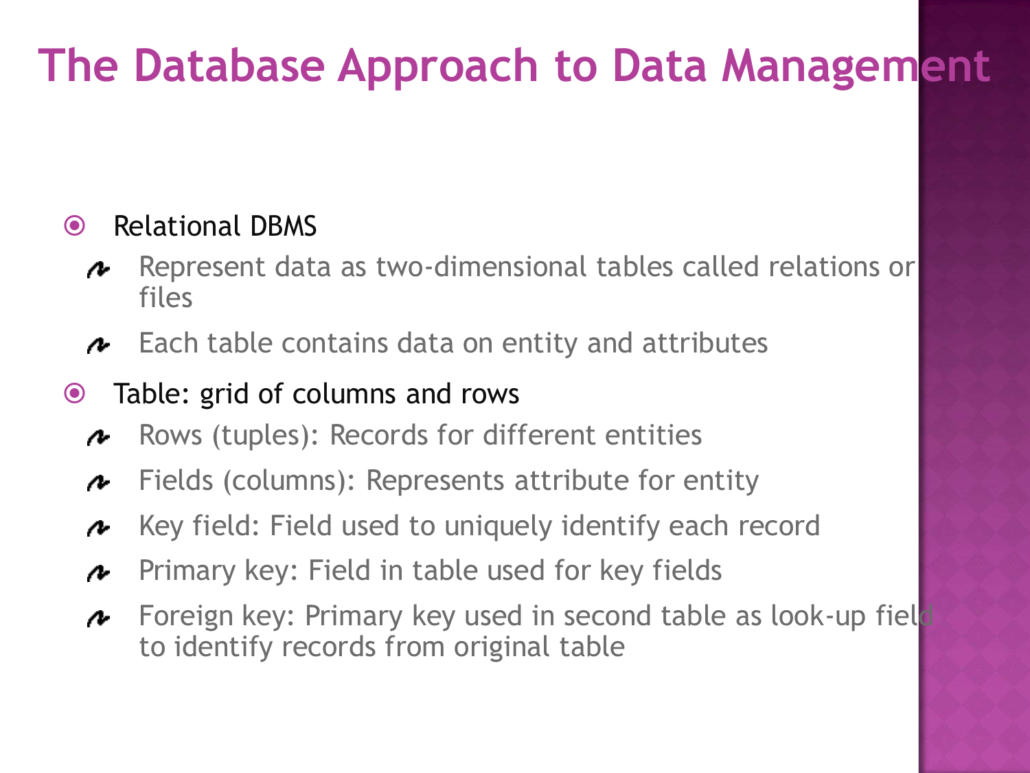# The Database Approach to Data Management

- Relational DBMS
  - Represent data as two-dimensional tables called relations or files
  - Each table contains data on entity and attributes
- Table: grid of columns and rows
  - Rows (tuples): Records for different entities
  - Fields (columns): Represents attribute for entity
  - Key field: Field used to uniquely identify each record
  - Primary key: Field in table used for key fields
  - Foreign key: Primary key used in second table as look-up field to identify records from original table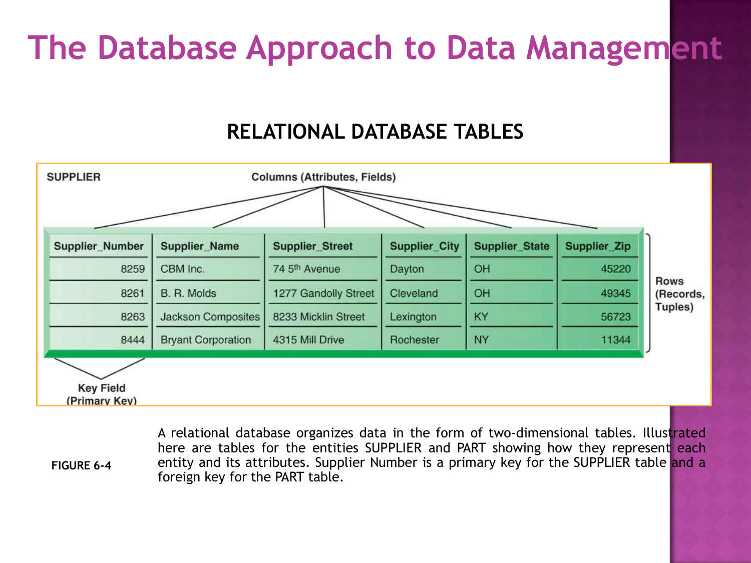# The Database Approach to Data Management

## RELATIONAL DATABASE TABLES

**SUPPLIER**

Columns (Attributes, Fields)

| Supplier_Number | Supplier_Name | Supplier_Street | Supplier_City | Supplier_State | Supplier_Zip |
|---|---|---|---|---|---|
| 8259 | CBM Inc. | 74 5th Avenue | Dayton | OH | 45220 |
| 8261 | B. R. Molds | 1277 Gandolly Street | Cleveland | OH | 49345 |
| 8263 | Jackson Composites | 8233 Micklin Street | Lexington | KY | 56723 |
| 8444 | Bryant Corporation | 4315 Mill Drive | Rochester | NY | 11344 |

Rows (Records, Tuples)

Key Field (Primary Key)

**FIGURE 6-4**

A relational database organizes data in the form of two-dimensional tables. Illustrated here are tables for the entities SUPPLIER and PART showing how they represent each entity and its attributes. Supplier Number is a primary key for the SUPPLIER table and a foreign key for the PART table.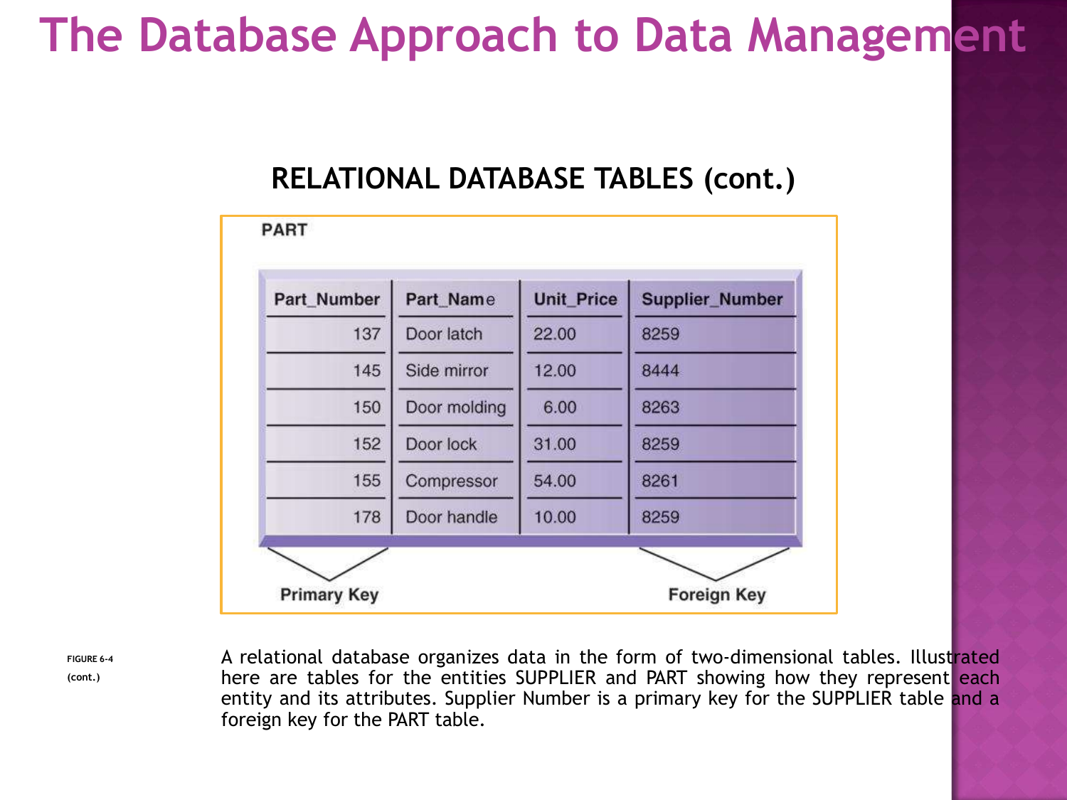# The Database Approach to Data Management

## RELATIONAL DATABASE TABLES (cont.)

**PART**

| Part_Number | Part_Name | Unit_Price | Supplier_Number |
|---|---|---|---|
| 137 | Door latch | 22.00 | 8259 |
| 145 | Side mirror | 12.00 | 8444 |
| 150 | Door molding | 6.00 | 8263 |
| 152 | Door lock | 31.00 | 8259 |
| 155 | Compressor | 54.00 | 8261 |
| 178 | Door handle | 10.00 | 8259 |

Primary Key (Part_Number) — Foreign Key (Supplier_Number)

FIGURE 6-4 (cont.)

A relational database organizes data in the form of two-dimensional tables. Illustrated here are tables for the entities SUPPLIER and PART showing how they represent each entity and its attributes. Supplier Number is a primary key for the SUPPLIER table and a foreign key for the PART table.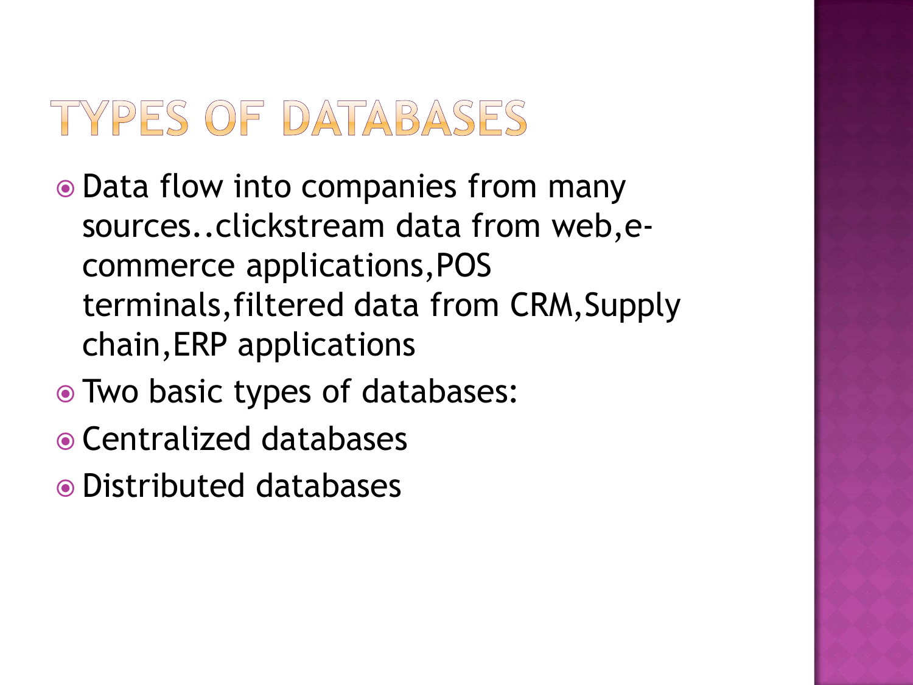# TYPES OF DATABASES

- Data flow into companies from many sources..clickstream data from web,e-commerce applications,POS terminals,filtered data from CRM,Supply chain,ERP applications
- Two basic types of databases:
- Centralized databases
- Distributed databases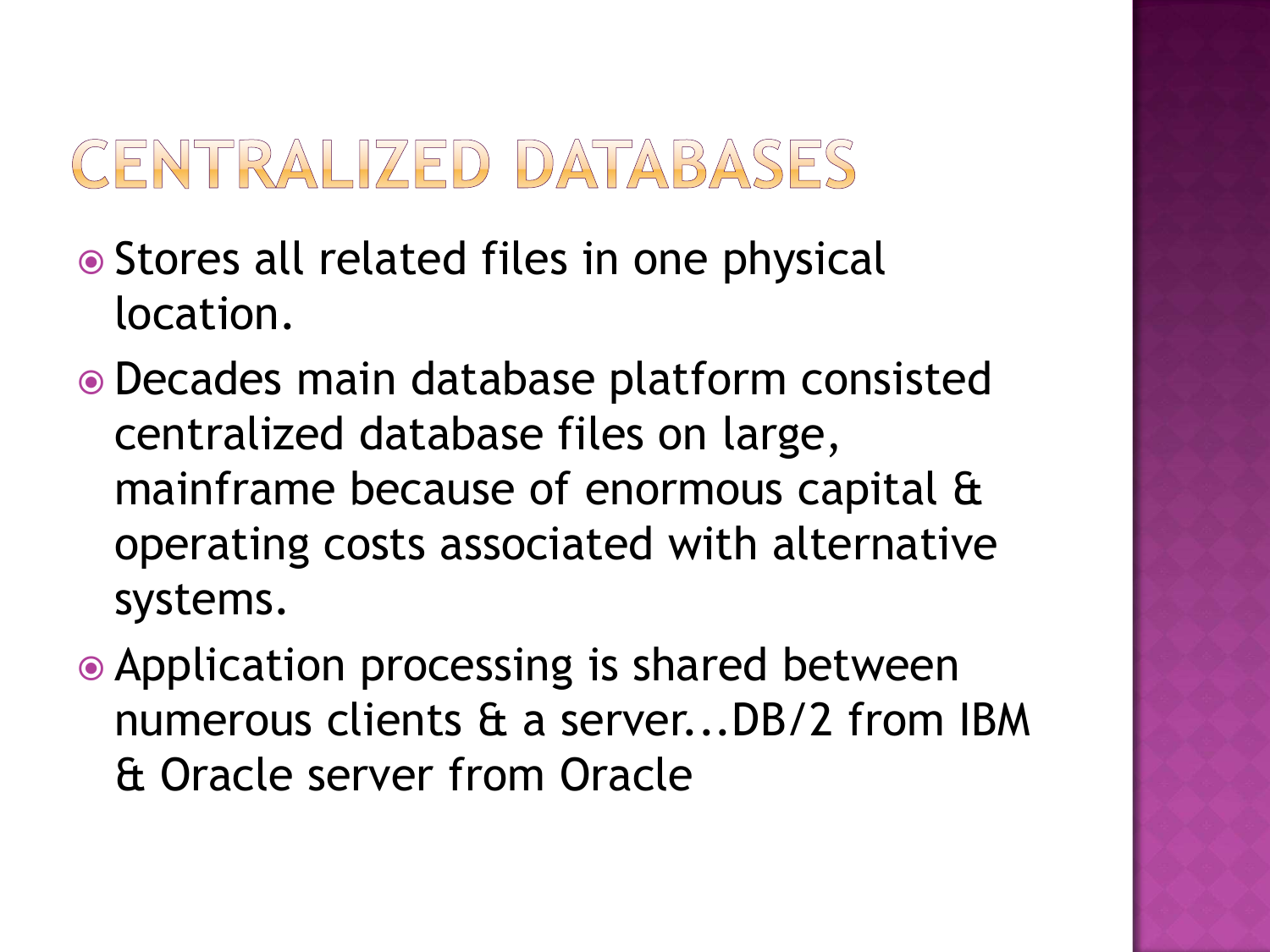# CENTRALIZED DATABASES

- Stores all related files in one physical location.
- Decades main database platform consisted centralized database files on large, mainframe because of enormous capital & operating costs associated with alternative systems.
- Application processing is shared between numerous clients & a server...DB/2 from IBM & Oracle server from Oracle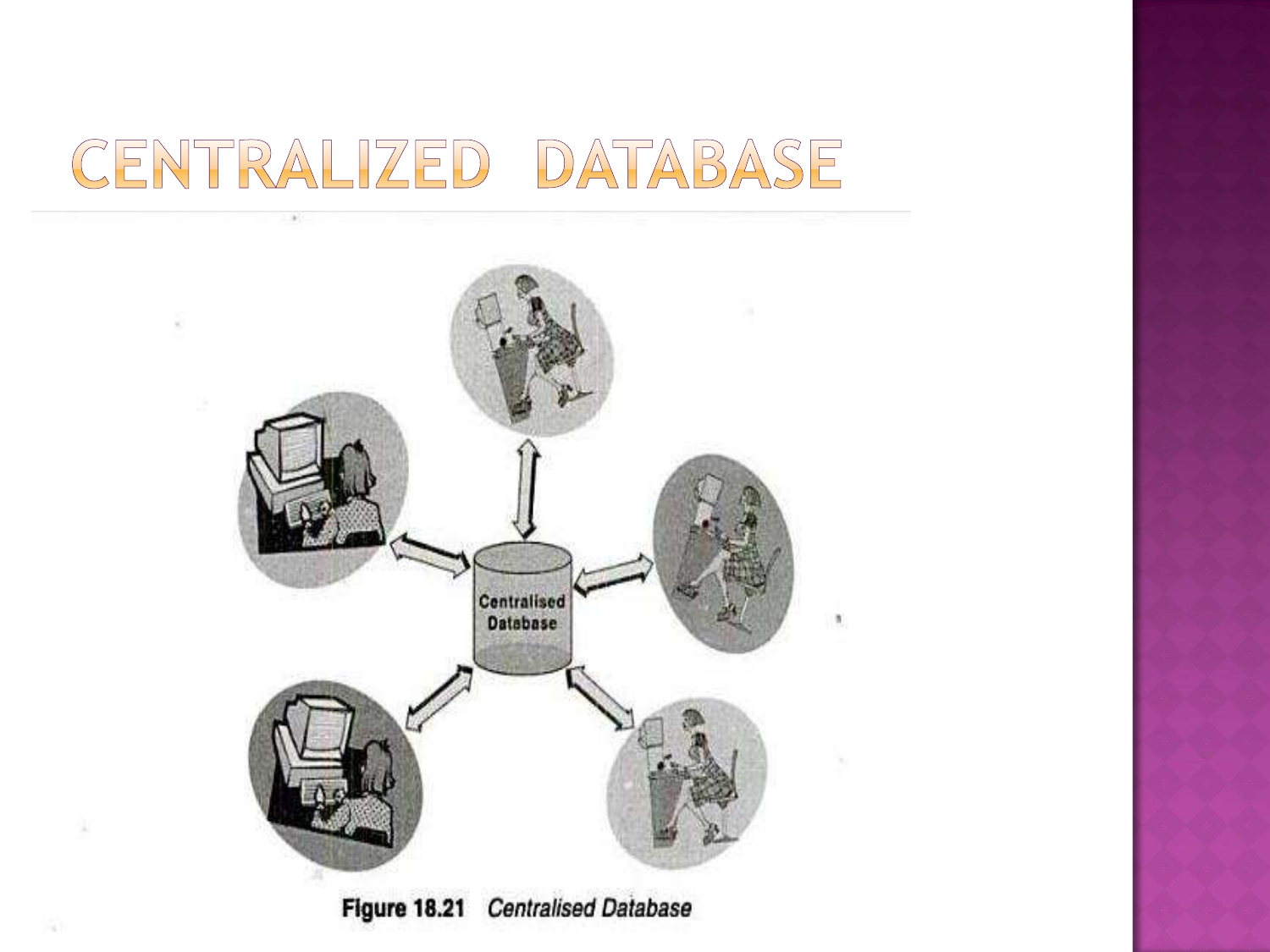# CENTRALIZED DATABASE

Figure 18.21 *Centralised Database*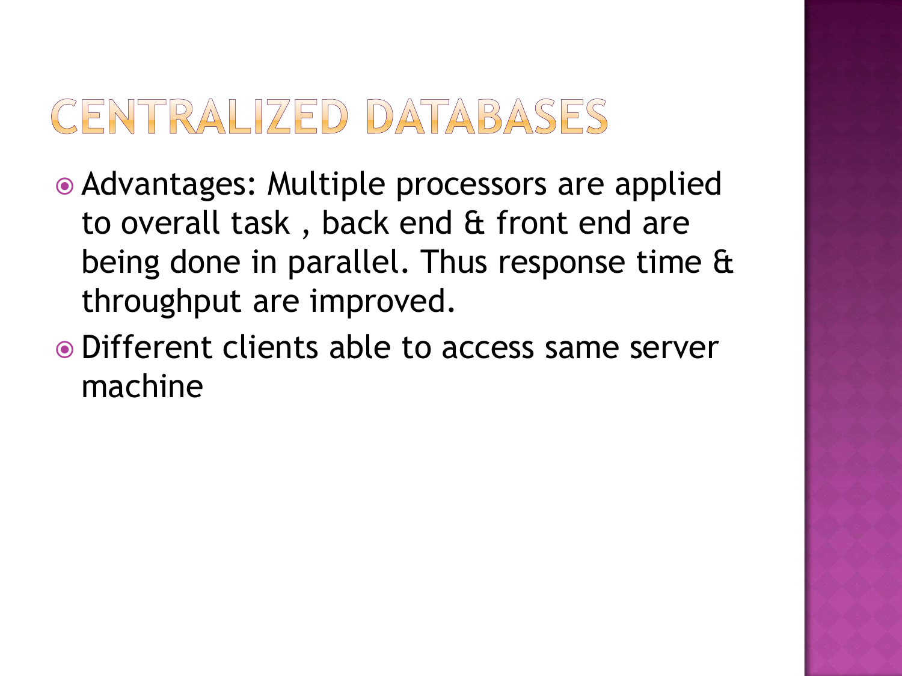# CENTRALIZED DATABASES

- Advantages: Multiple processors are applied to overall task , back end & front end are being done in parallel. Thus response time & throughput are improved.
- Different clients able to access same server machine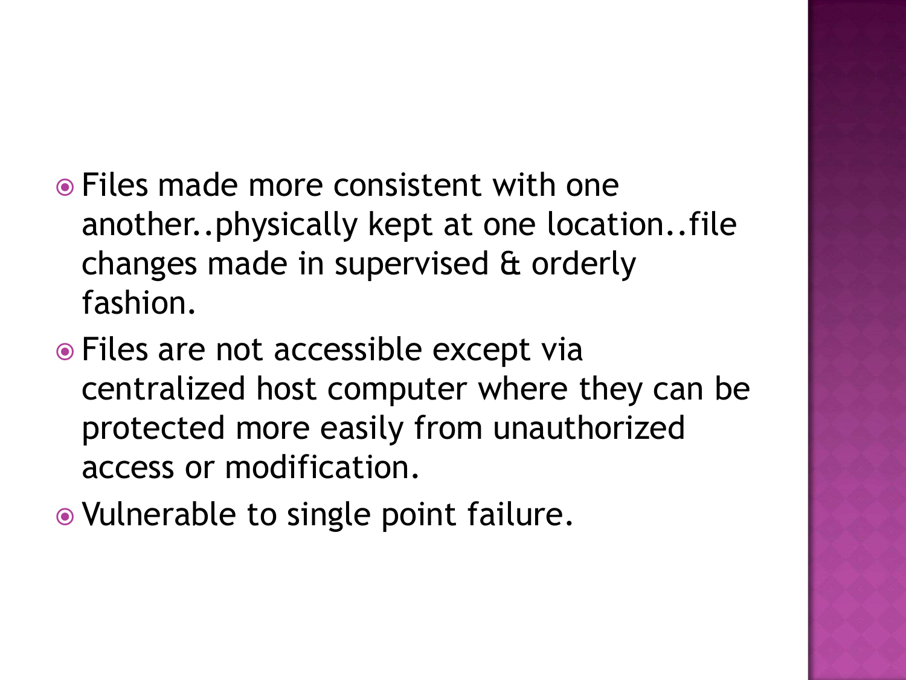- Files made more consistent with one another..physically kept at one location..file changes made in supervised & orderly fashion.
- Files are not accessible except via centralized host computer where they can be protected more easily from unauthorized access or modification.
- Vulnerable to single point failure.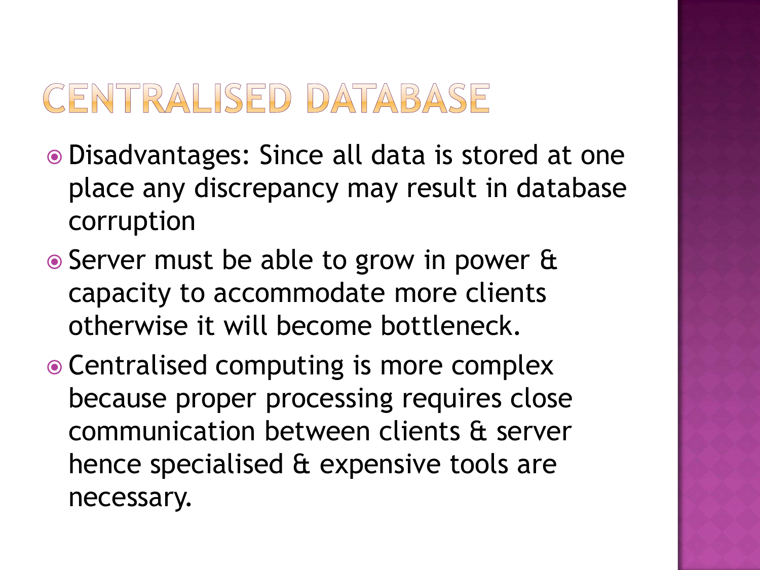# CENTRALISED DATABASE

- Disadvantages: Since all data is stored at one place any discrepancy may result in database corruption
- Server must be able to grow in power & capacity to accommodate more clients otherwise it will become bottleneck.
- Centralised computing is more complex because proper processing requires close communication between clients & server hence specialised & expensive tools are necessary.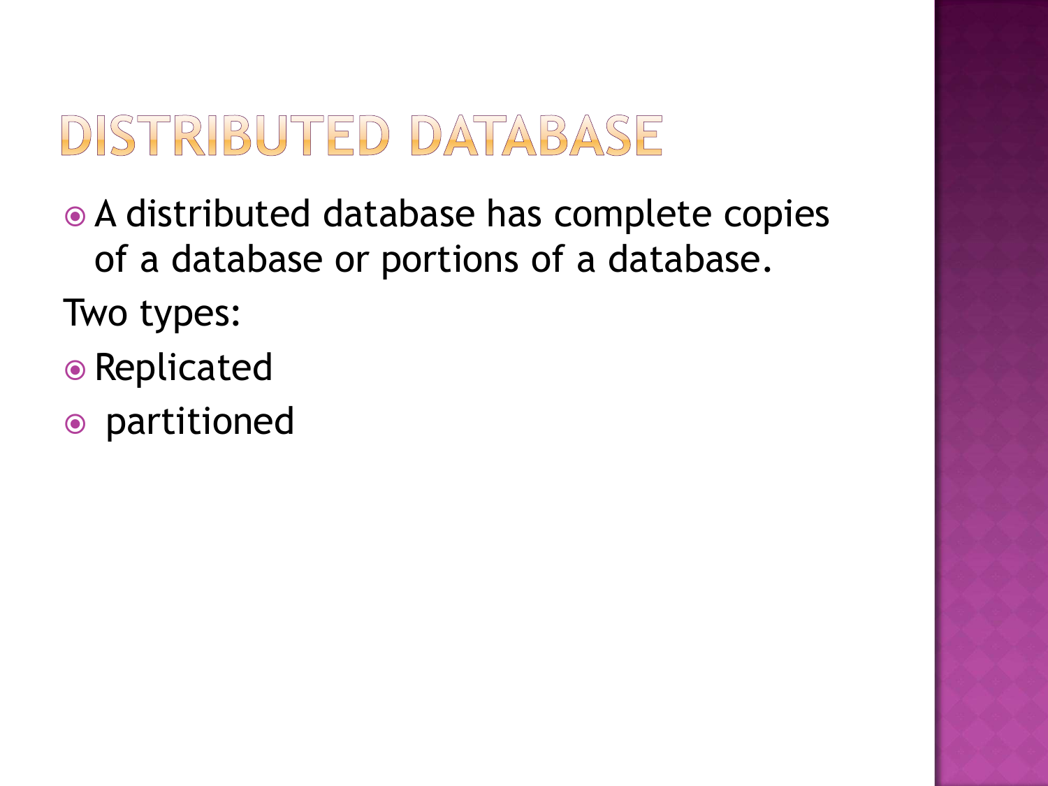# DISTRIBUTED DATABASE

- A distributed database has complete copies of a database or portions of a database.

Two types:

- Replicated
- partitioned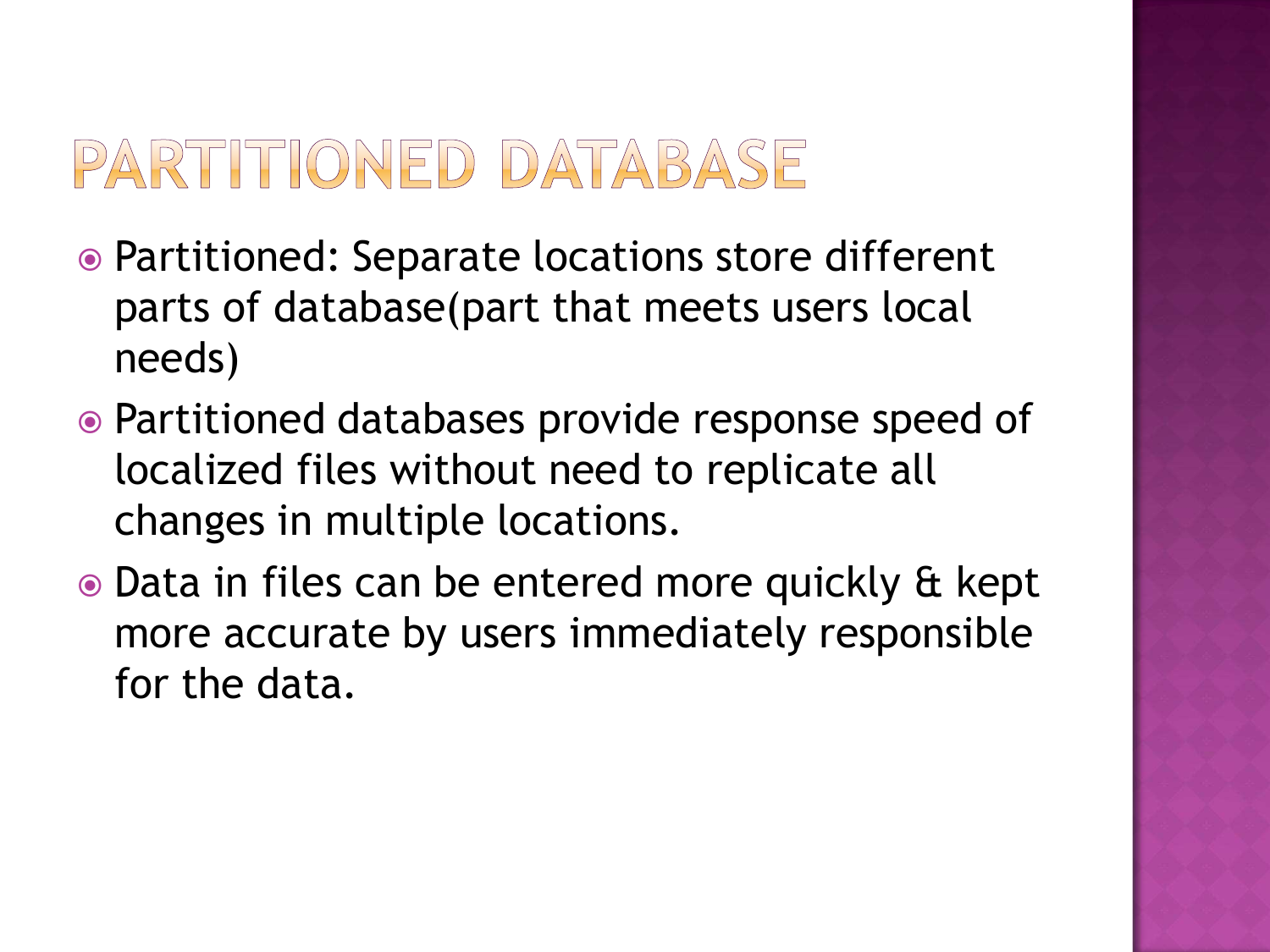# PARTITIONED DATABASE

- Partitioned: Separate locations store different parts of database(part that meets users local needs)
- Partitioned databases provide response speed of localized files without need to replicate all changes in multiple locations.
- Data in files can be entered more quickly & kept more accurate by users immediately responsible for the data.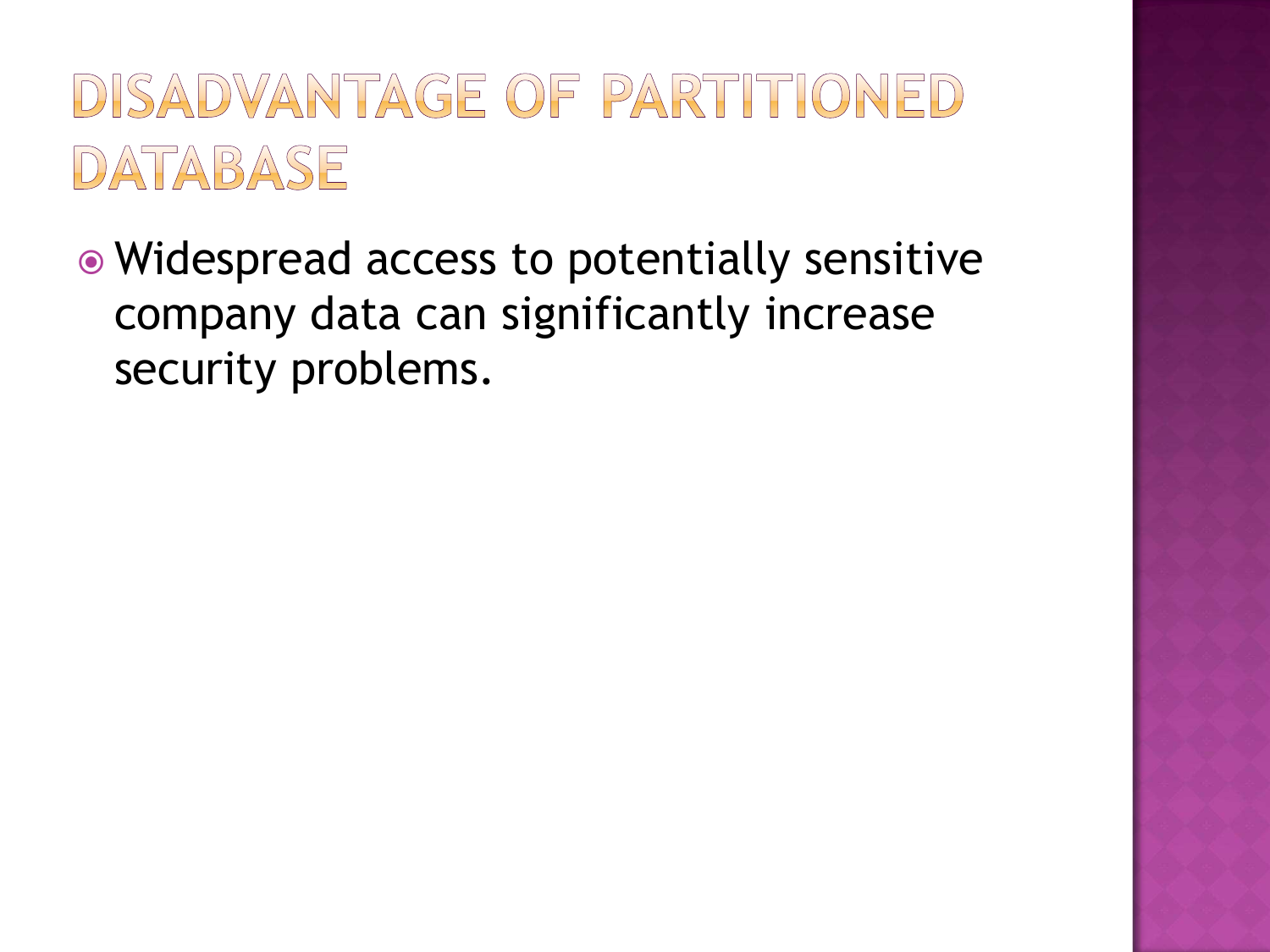# DISADVANTAGE OF PARTITIONED DATABASE

- Widespread access to potentially sensitive company data can significantly increase security problems.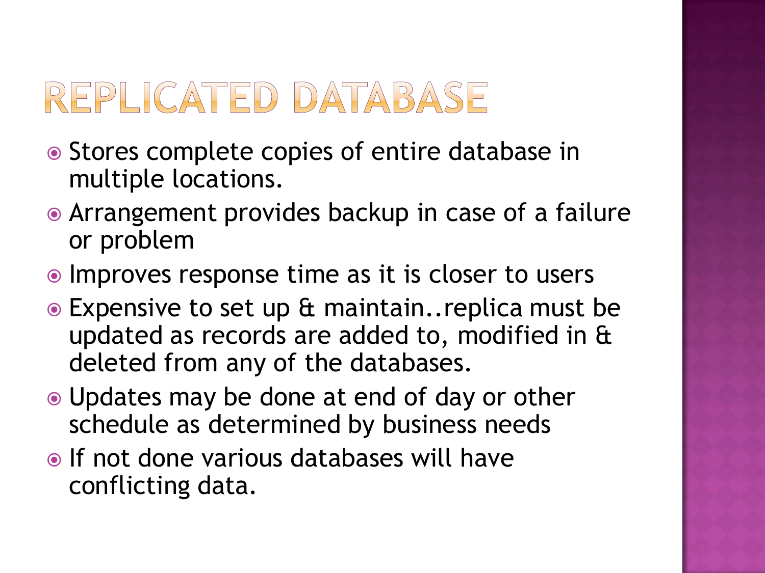# REPLICATED DATABASE

- Stores complete copies of entire database in multiple locations.
- Arrangement provides backup in case of a failure or problem
- Improves response time as it is closer to users
- Expensive to set up & maintain..replica must be updated as records are added to, modified in & deleted from any of the databases.
- Updates may be done at end of day or other schedule as determined by business needs
- If not done various databases will have conflicting data.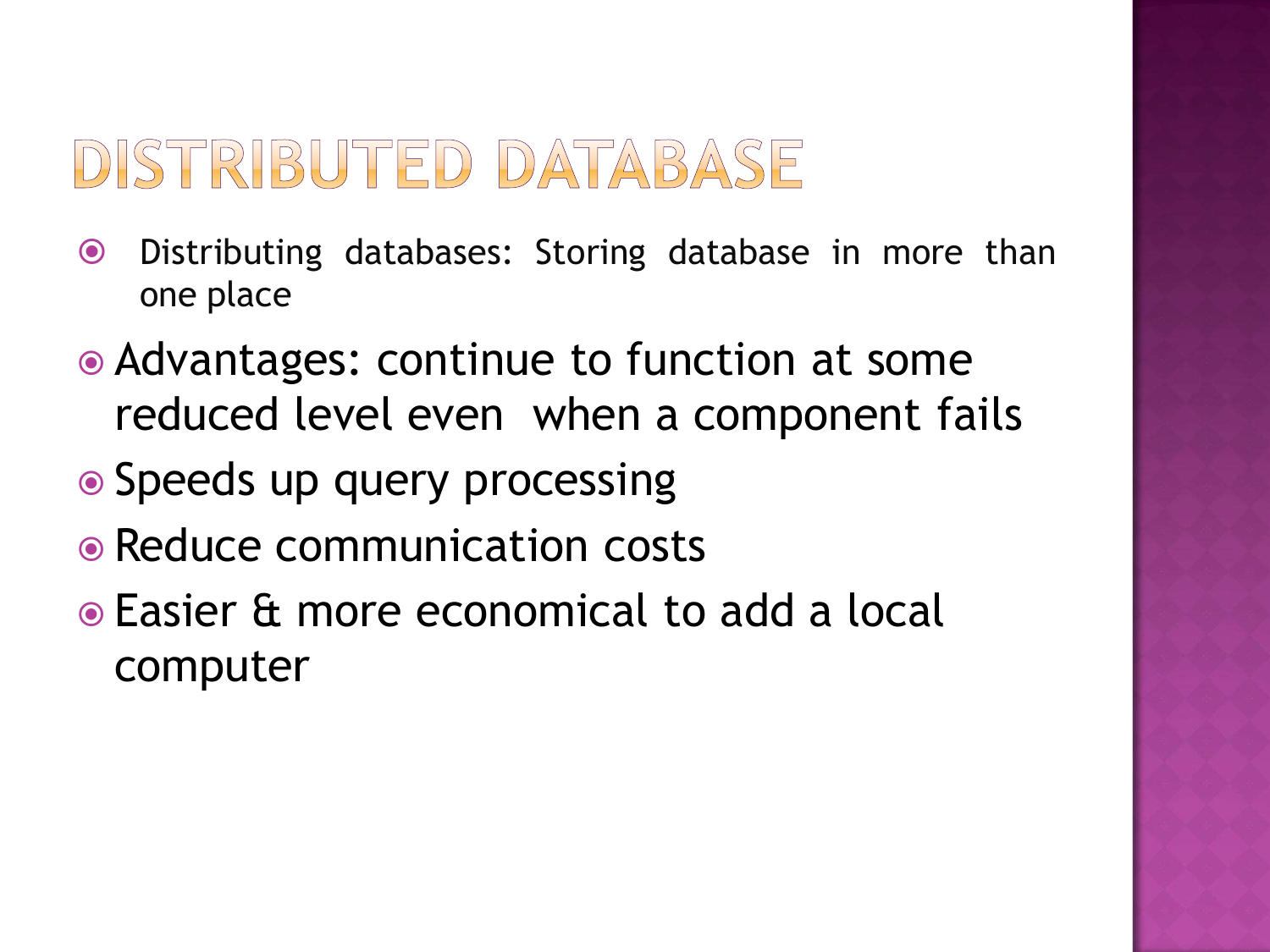# DISTRIBUTED DATABASE

- Distributing databases: Storing database in more than one place
- Advantages: continue to function at some reduced level even when a component fails
- Speeds up query processing
- Reduce communication costs
- Easier & more economical to add a local computer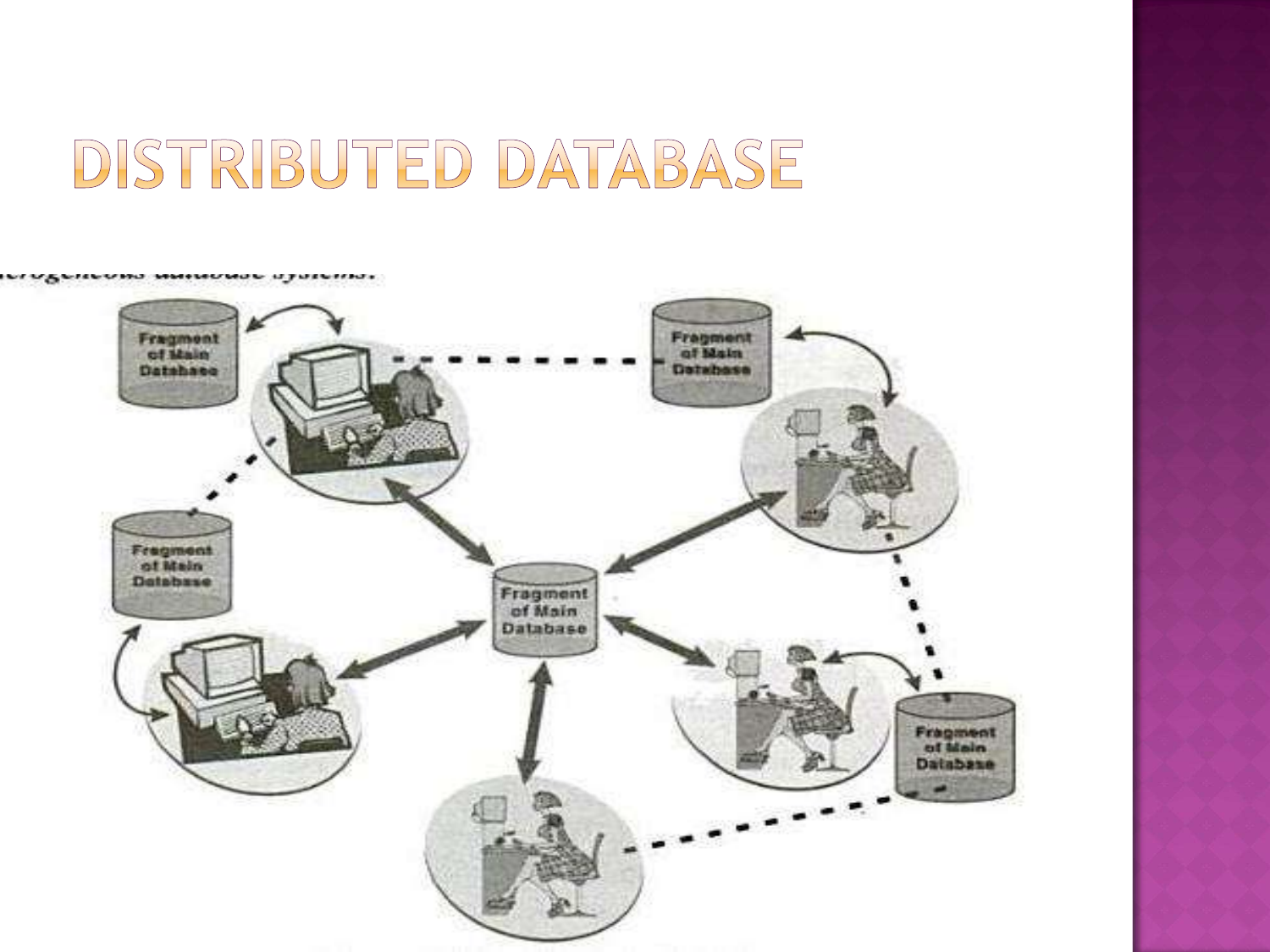# DISTRIBUTED DATABASE

...erogeneous database systems.

Fragment of Main Database

Fragment of Main Database

Fragment of Main Database

Fragment of Main Database

Fragment of Main Database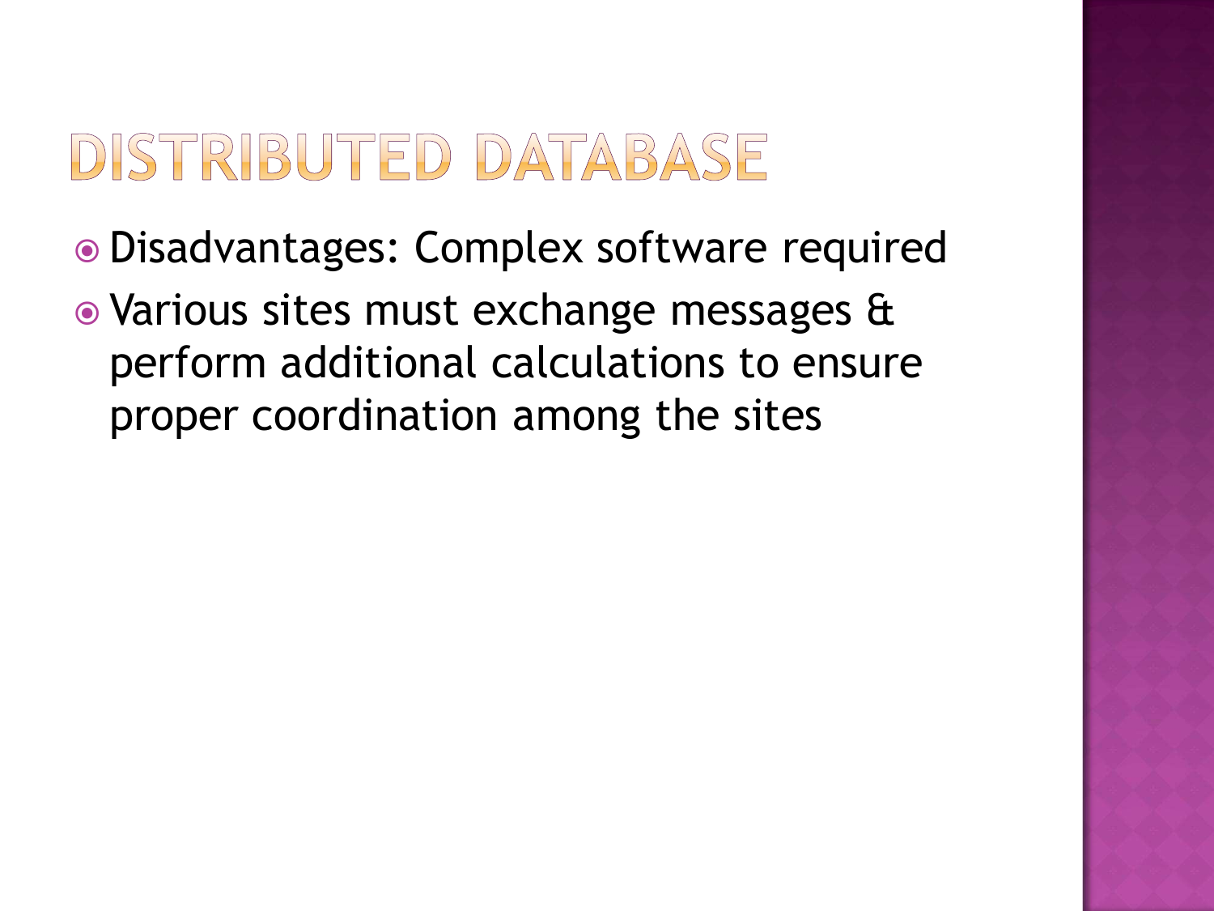# DISTRIBUTED DATABASE

- Disadvantages: Complex software required
- Various sites must exchange messages & perform additional calculations to ensure proper coordination among the sites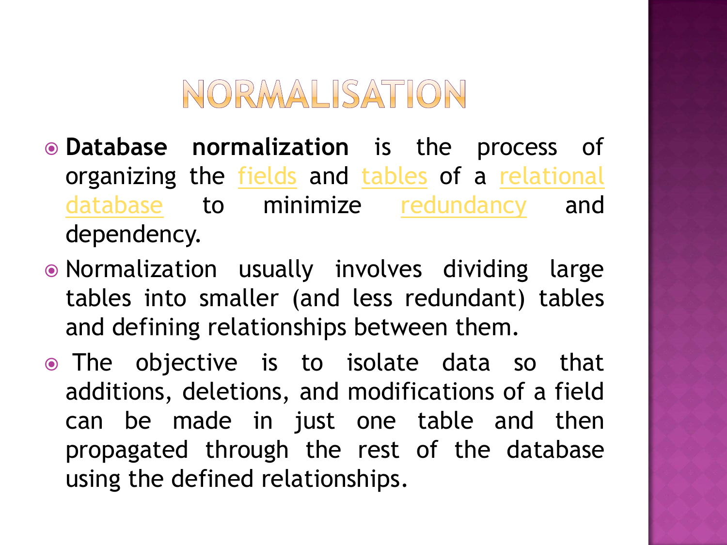# NORMALISATION

- **Database normalization** is the process of organizing the fields and tables of a relational database to minimize redundancy and dependency.
- Normalization usually involves dividing large tables into smaller (and less redundant) tables and defining relationships between them.
- The objective is to isolate data so that additions, deletions, and modifications of a field can be made in just one table and then propagated through the rest of the database using the defined relationships.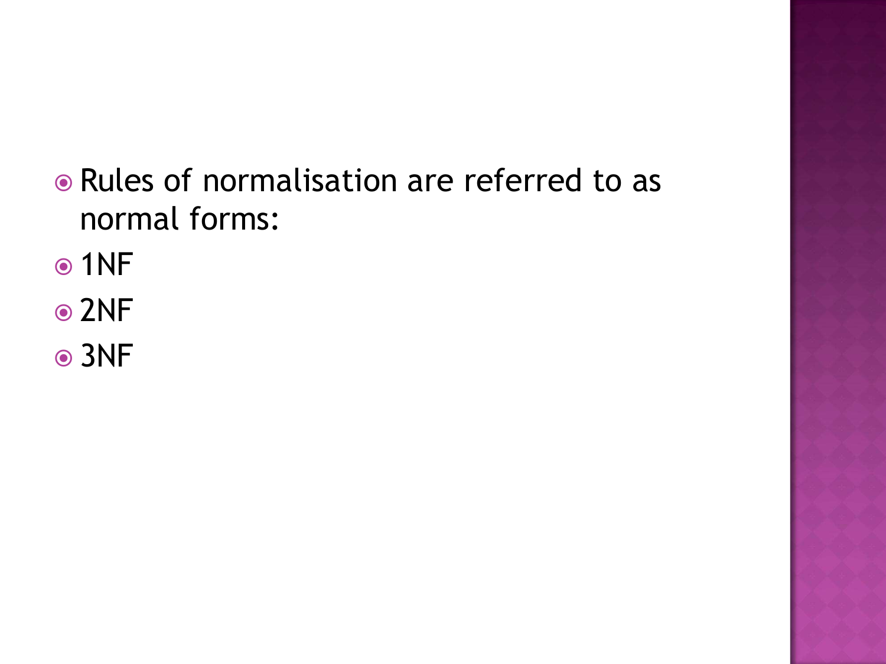- Rules of normalisation are referred to as normal forms:
- 1NF
- 2NF
- 3NF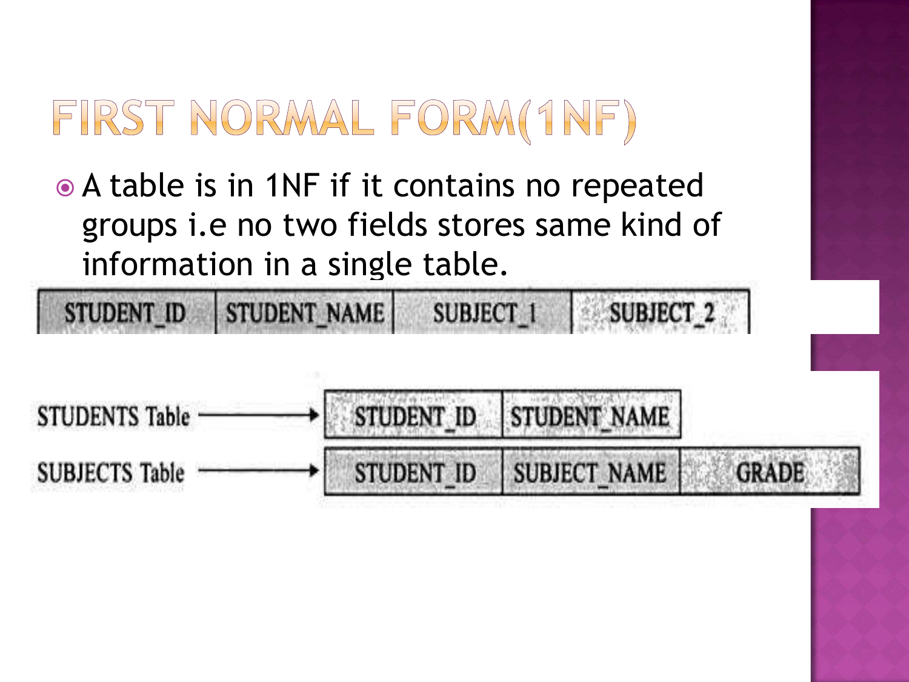# FIRST NORMAL FORM(1NF)

- A table is in 1NF if it contains no repeated groups i.e no two fields stores same kind of information in a single table.

| STUDENT_ID | STUDENT_NAME | SUBJECT_1 | SUBJECT_2 |
|---|---|---|---|

STUDENTS Table →

| STUDENT_ID | STUDENT_NAME |
|---|---|

SUBJECTS Table →

| STUDENT_ID | SUBJECT_NAME | GRADE |
|---|---|---|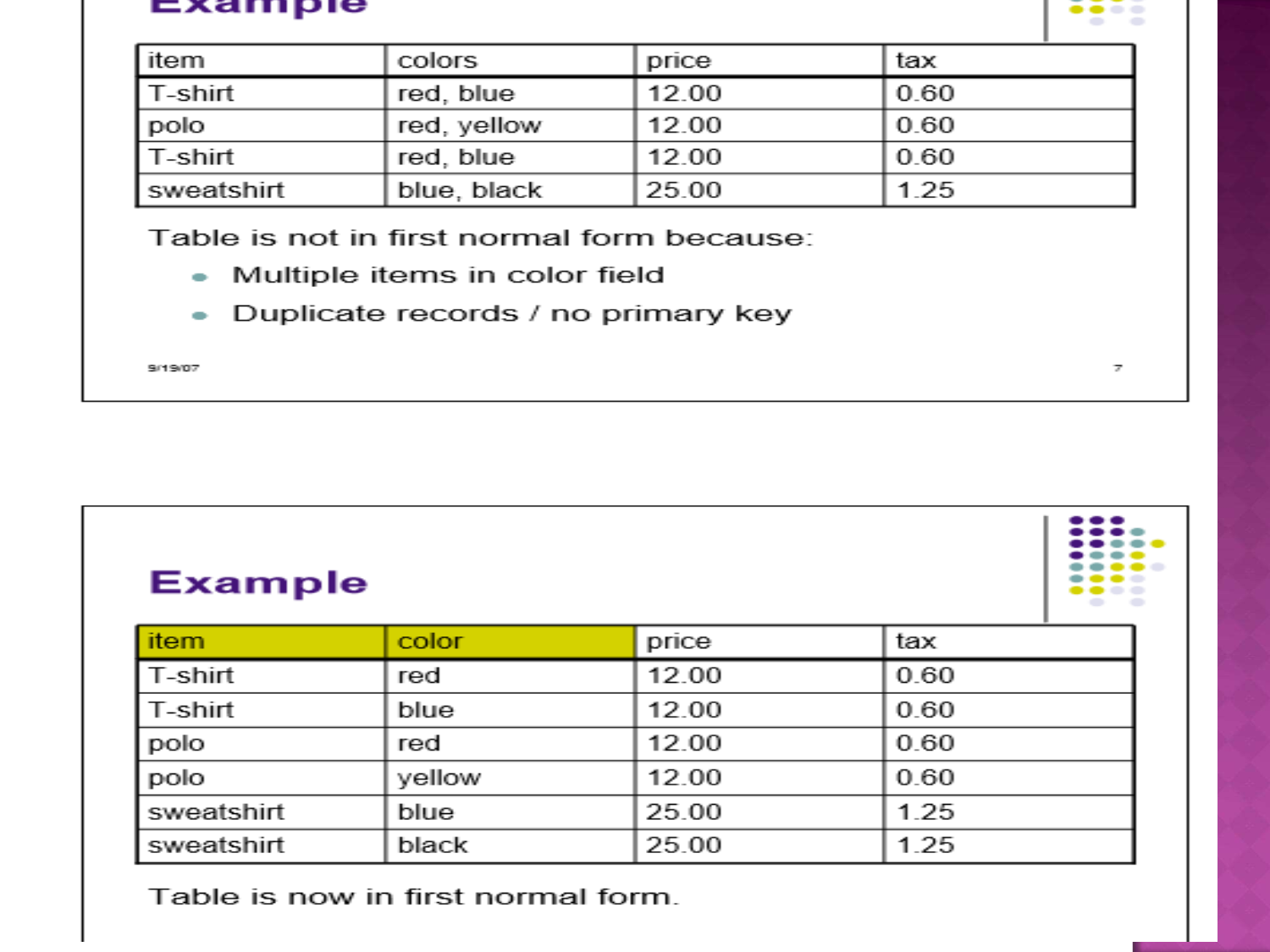## Example

| item | colors | price | tax |
|---|---|---|---|
| T-shirt | red, blue | 12.00 | 0.60 |
| polo | red, yellow | 12.00 | 0.60 |
| T-shirt | red, blue | 12.00 | 0.60 |
| sweatshirt | blue, black | 25.00 | 1.25 |

Table is not in first normal form because:

- Multiple items in color field
- Duplicate records / no primary key

## Example

| item | color | price | tax |
|---|---|---|---|
| T-shirt | red | 12.00 | 0.60 |
| T-shirt | blue | 12.00 | 0.60 |
| polo | red | 12.00 | 0.60 |
| polo | yellow | 12.00 | 0.60 |
| sweatshirt | blue | 25.00 | 1.25 |
| sweatshirt | black | 25.00 | 1.25 |

Table is now in first normal form.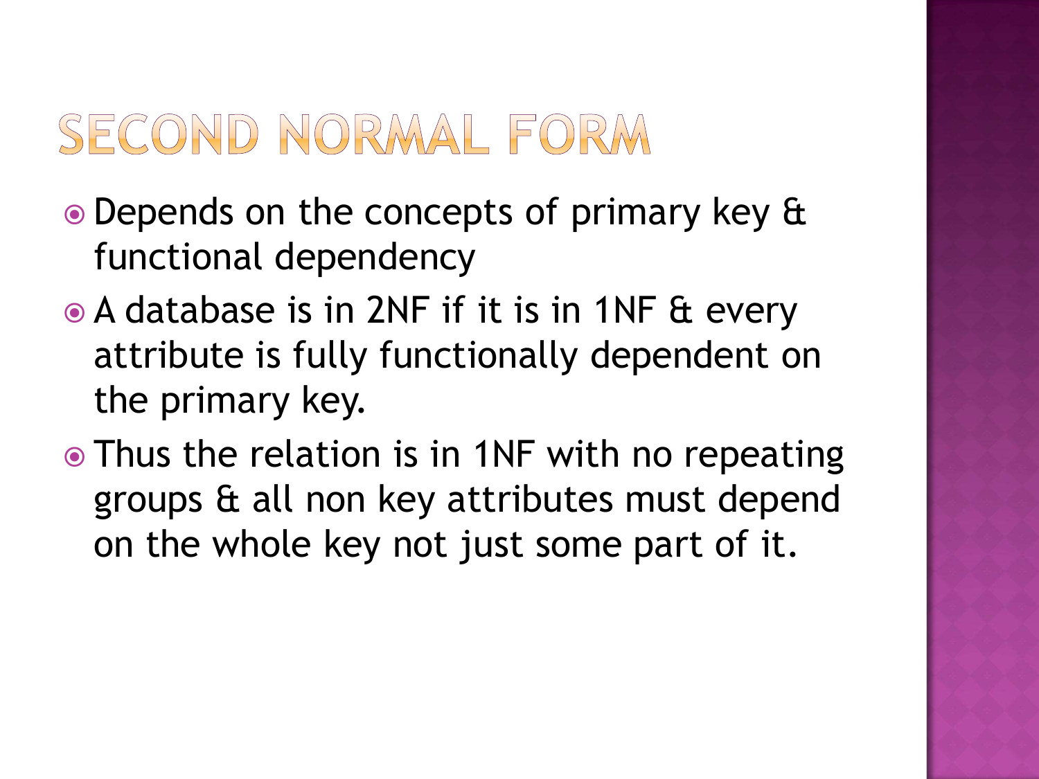# SECOND NORMAL FORM

- Depends on the concepts of primary key & functional dependency
- A database is in 2NF if it is in 1NF & every attribute is fully functionally dependent on the primary key.
- Thus the relation is in 1NF with no repeating groups & all non key attributes must depend on the whole key not just some part of it.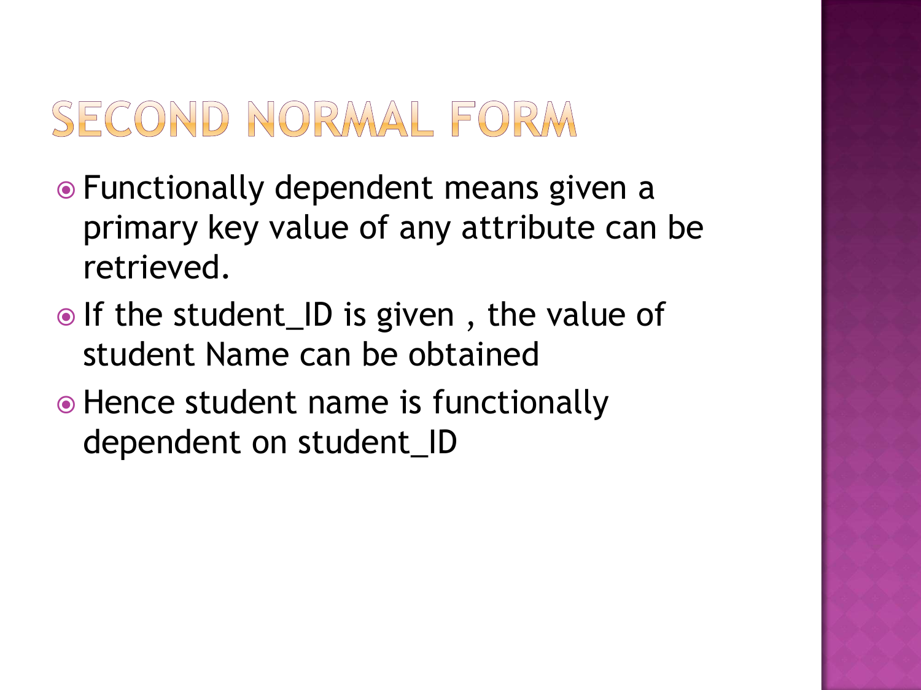# SECOND NORMAL FORM

- Functionally dependent means given a primary key value of any attribute can be retrieved.
- If the student_ID is given , the value of student Name can be obtained
- Hence student name is functionally dependent on student_ID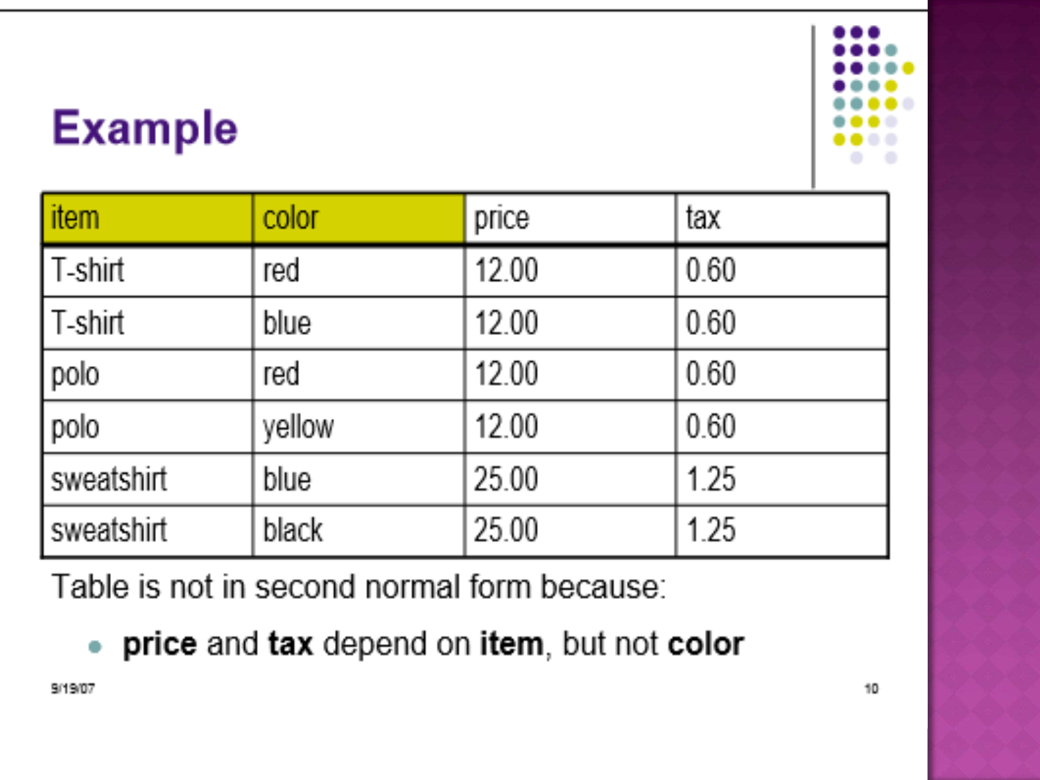# Example

| item | color | price | tax |
|---|---|---|---|
| T-shirt | red | 12.00 | 0.60 |
| T-shirt | blue | 12.00 | 0.60 |
| polo | red | 12.00 | 0.60 |
| polo | yellow | 12.00 | 0.60 |
| sweatshirt | blue | 25.00 | 1.25 |
| sweatshirt | black | 25.00 | 1.25 |

Table is not in second normal form because:

- **price** and **tax** depend on **item**, but not **color**

9/19/07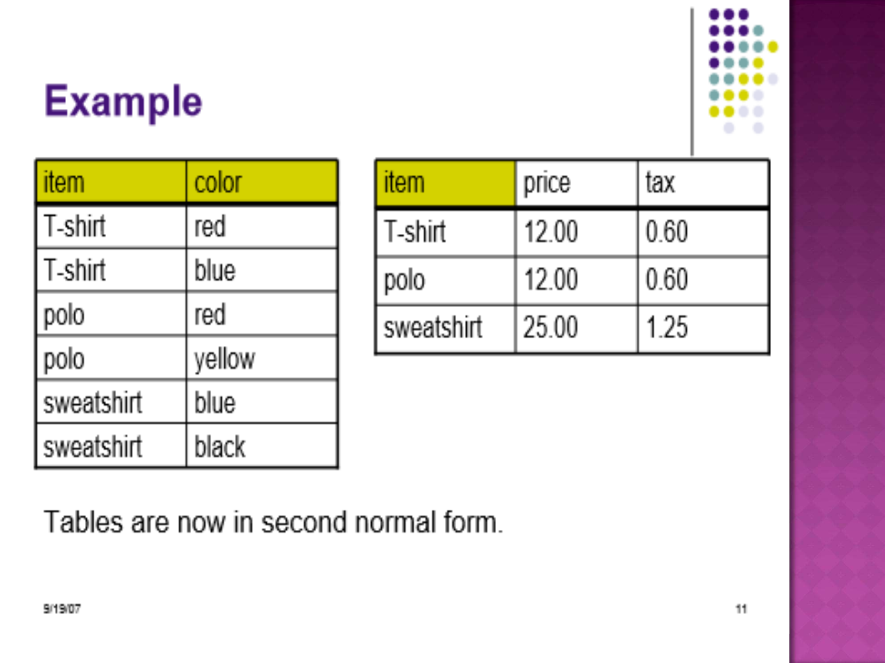# Example

| item | color |
| --- | --- |
| T-shirt | red |
| T-shirt | blue |
| polo | red |
| polo | yellow |
| sweatshirt | blue |
| sweatshirt | black |

| item | price | tax |
| --- | --- | --- |
| T-shirt | 12.00 | 0.60 |
| polo | 12.00 | 0.60 |
| sweatshirt | 25.00 | 1.25 |

Tables are now in second normal form.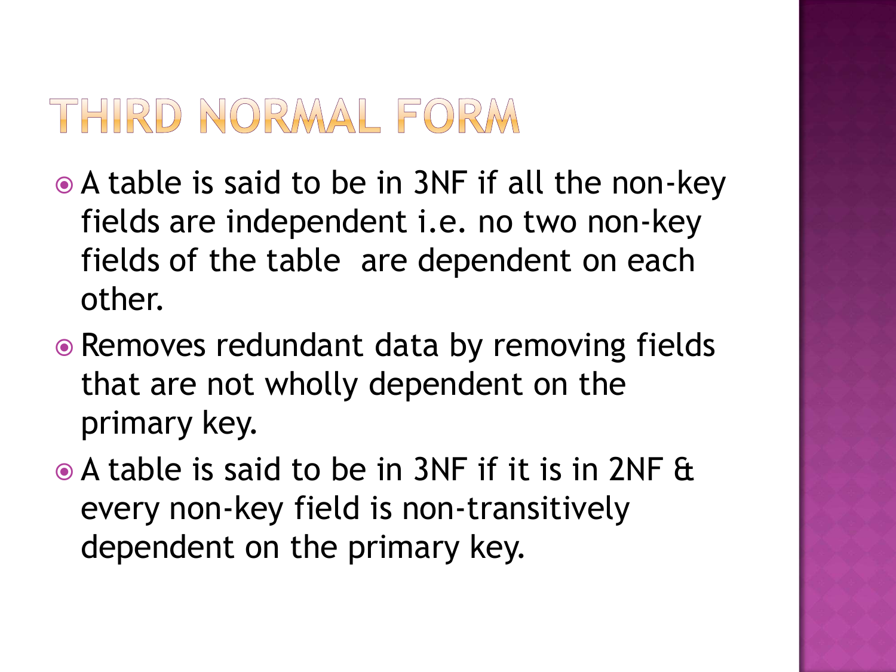# THIRD NORMAL FORM

- A table is said to be in 3NF if all the non-key fields are independent i.e. no two non-key fields of the table are dependent on each other.
- Removes redundant data by removing fields that are not wholly dependent on the primary key.
- A table is said to be in 3NF if it is in 2NF & every non-key field is non-transitively dependent on the primary key.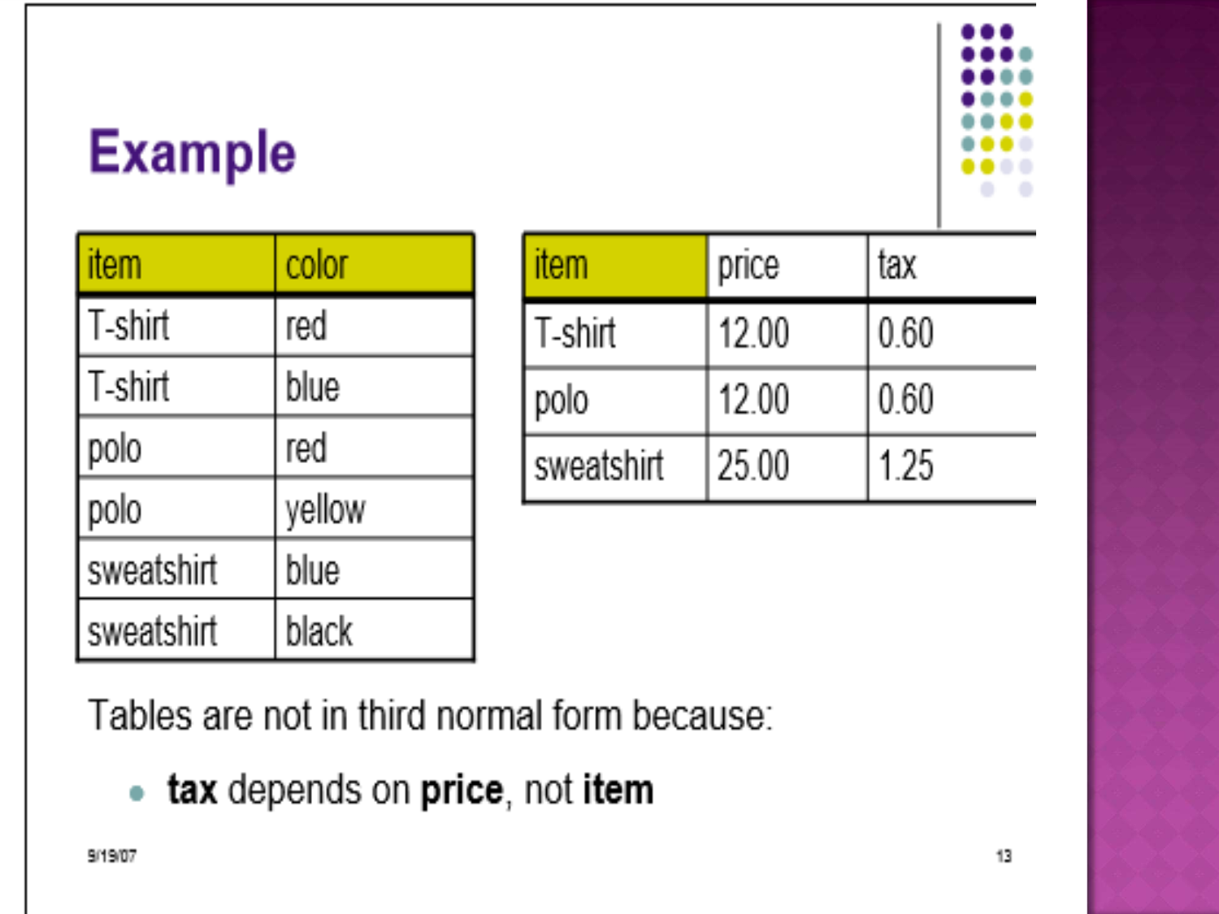# Example

| item | color |
|---|---|
| T-shirt | red |
| T-shirt | blue |
| polo | red |
| polo | yellow |
| sweatshirt | blue |
| sweatshirt | black |

| item | price | tax |
|---|---|---|
| T-shirt | 12.00 | 0.60 |
| polo | 12.00 | 0.60 |
| sweatshirt | 25.00 | 1.25 |

Tables are not in third normal form because:

- **tax** depends on **price**, not **item**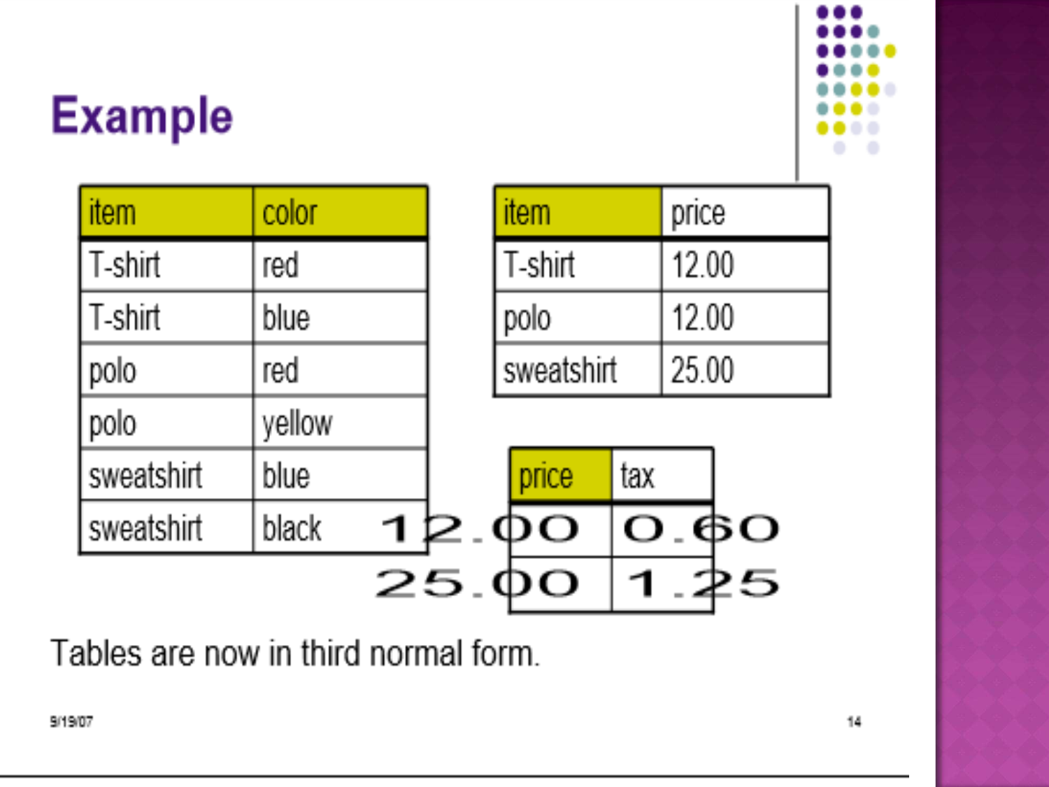# Example

| item | color |
|---|---|
| T-shirt | red |
| T-shirt | blue |
| polo | red |
| polo | yellow |
| sweatshirt | blue |
| sweatshirt | black |

| item | price |
|---|---|
| T-shirt | 12.00 |
| polo | 12.00 |
| sweatshirt | 25.00 |

| price | tax |
|---|---|
| 12.00 | 0.60 |
| 25.00 | 1.25 |

Tables are now in third normal form.

9/19/07